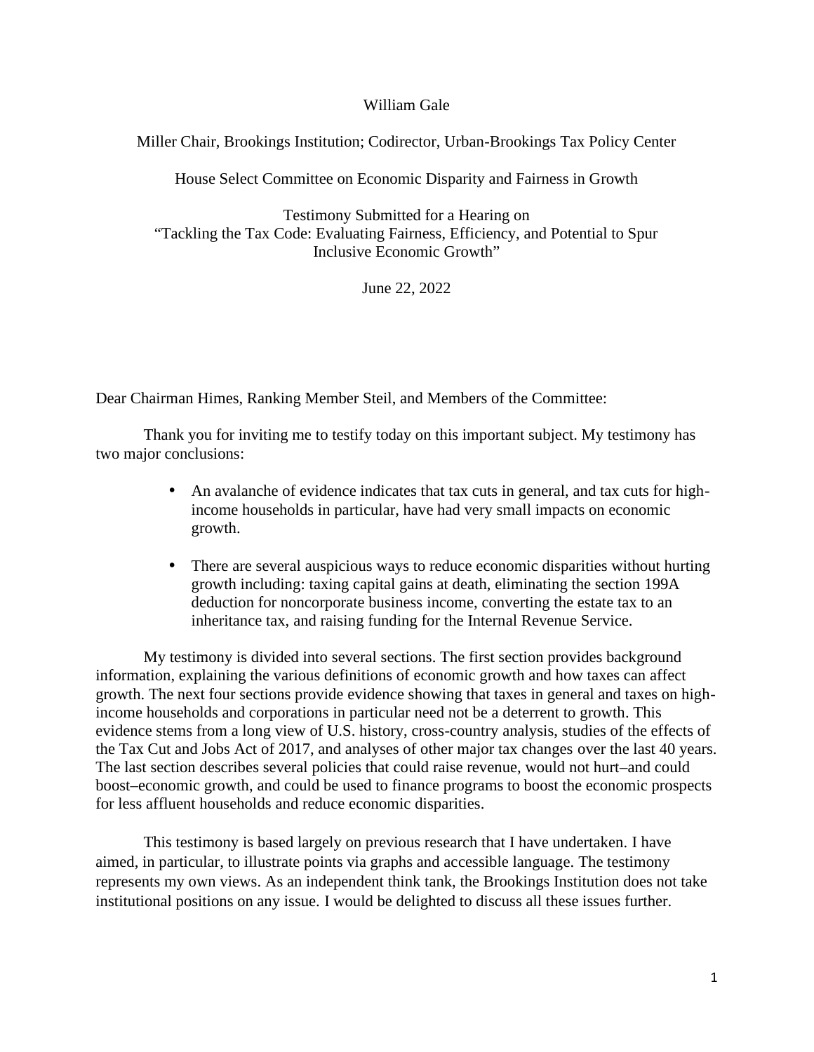William Gale

Miller Chair, Brookings Institution; Codirector, Urban-Brookings Tax Policy Center

House Select Committee on Economic Disparity and Fairness in Growth

Testimony Submitted for a Hearing on
"Tackling the Tax Code: Evaluating Fairness, Efficiency, and Potential to Spur Inclusive Economic Growth"

June 22, 2022

Dear Chairman Himes, Ranking Member Steil, and Members of the Committee:

Thank you for inviting me to testify today on this important subject. My testimony has two major conclusions:

- An avalanche of evidence indicates that tax cuts in general, and tax cuts for high-income households in particular, have had very small impacts on economic growth.
- There are several auspicious ways to reduce economic disparities without hurting growth including: taxing capital gains at death, eliminating the section 199A deduction for noncorporate business income, converting the estate tax to an inheritance tax, and raising funding for the Internal Revenue Service.

My testimony is divided into several sections. The first section provides background information, explaining the various definitions of economic growth and how taxes can affect growth. The next four sections provide evidence showing that taxes in general and taxes on high-income households and corporations in particular need not be a deterrent to growth. This evidence stems from a long view of U.S. history, cross-country analysis, studies of the effects of the Tax Cut and Jobs Act of 2017, and analyses of other major tax changes over the last 40 years. The last section describes several policies that could raise revenue, would not hurt–and could boost–economic growth, and could be used to finance programs to boost the economic prospects for less affluent households and reduce economic disparities.

This testimony is based largely on previous research that I have undertaken. I have aimed, in particular, to illustrate points via graphs and accessible language. The testimony represents my own views. As an independent think tank, the Brookings Institution does not take institutional positions on any issue. I would be delighted to discuss all these issues further.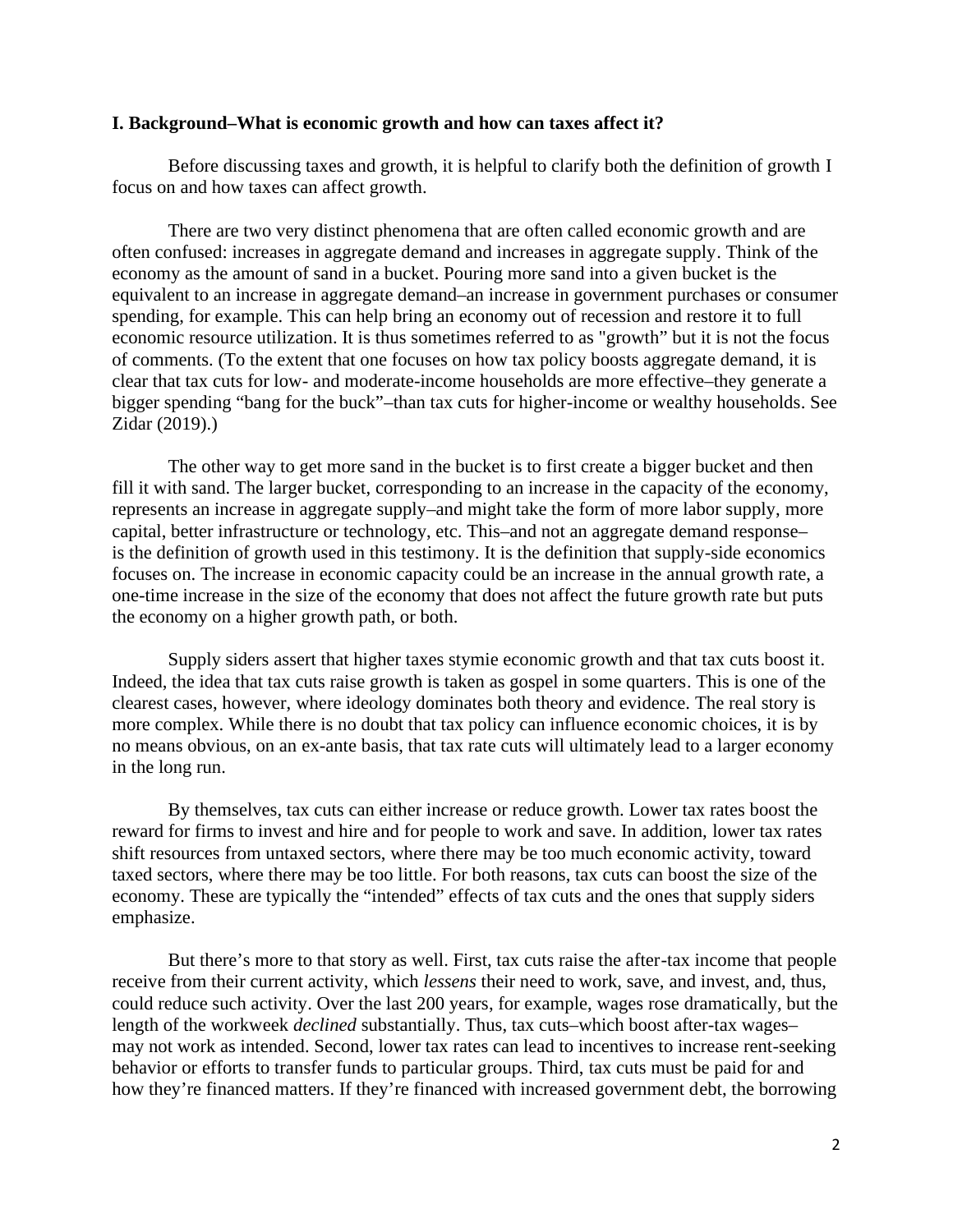**I. Background–What is economic growth and how can taxes affect it?**

Before discussing taxes and growth, it is helpful to clarify both the definition of growth I focus on and how taxes can affect growth.

There are two very distinct phenomena that are often called economic growth and are often confused: increases in aggregate demand and increases in aggregate supply. Think of the economy as the amount of sand in a bucket. Pouring more sand into a given bucket is the equivalent to an increase in aggregate demand–an increase in government purchases or consumer spending, for example. This can help bring an economy out of recession and restore it to full economic resource utilization. It is thus sometimes referred to as "growth" but it is not the focus of comments. (To the extent that one focuses on how tax policy boosts aggregate demand, it is clear that tax cuts for low- and moderate-income households are more effective–they generate a bigger spending "bang for the buck"–than tax cuts for higher-income or wealthy households. See Zidar (2019).)

The other way to get more sand in the bucket is to first create a bigger bucket and then fill it with sand. The larger bucket, corresponding to an increase in the capacity of the economy, represents an increase in aggregate supply–and might take the form of more labor supply, more capital, better infrastructure or technology, etc. This–and not an aggregate demand response–is the definition of growth used in this testimony. It is the definition that supply-side economics focuses on. The increase in economic capacity could be an increase in the annual growth rate, a one-time increase in the size of the economy that does not affect the future growth rate but puts the economy on a higher growth path, or both.

Supply siders assert that higher taxes stymie economic growth and that tax cuts boost it. Indeed, the idea that tax cuts raise growth is taken as gospel in some quarters. This is one of the clearest cases, however, where ideology dominates both theory and evidence. The real story is more complex. While there is no doubt that tax policy can influence economic choices, it is by no means obvious, on an ex-ante basis, that tax rate cuts will ultimately lead to a larger economy in the long run.

By themselves, tax cuts can either increase or reduce growth. Lower tax rates boost the reward for firms to invest and hire and for people to work and save. In addition, lower tax rates shift resources from untaxed sectors, where there may be too much economic activity, toward taxed sectors, where there may be too little. For both reasons, tax cuts can boost the size of the economy. These are typically the "intended" effects of tax cuts and the ones that supply siders emphasize.

But there's more to that story as well. First, tax cuts raise the after-tax income that people receive from their current activity, which *lessens* their need to work, save, and invest, and, thus, could reduce such activity. Over the last 200 years, for example, wages rose dramatically, but the length of the workweek *declined* substantially. Thus, tax cuts–which boost after-tax wages–may not work as intended. Second, lower tax rates can lead to incentives to increase rent-seeking behavior or efforts to transfer funds to particular groups. Third, tax cuts must be paid for and how they're financed matters. If they're financed with increased government debt, the borrowing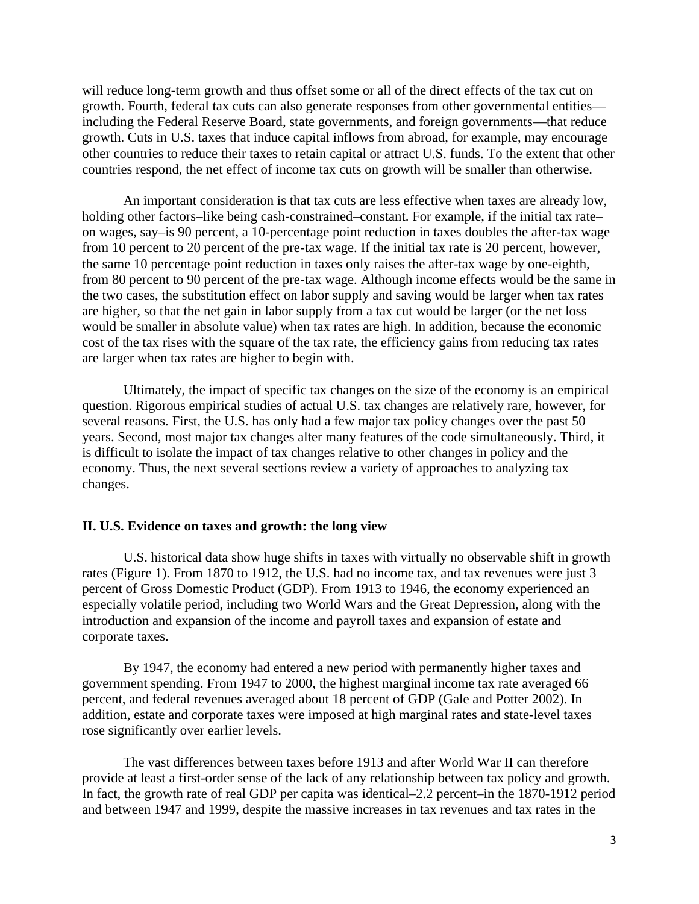will reduce long-term growth and thus offset some or all of the direct effects of the tax cut on growth. Fourth, federal tax cuts can also generate responses from other governmental entities—including the Federal Reserve Board, state governments, and foreign governments—that reduce growth. Cuts in U.S. taxes that induce capital inflows from abroad, for example, may encourage other countries to reduce their taxes to retain capital or attract U.S. funds. To the extent that other countries respond, the net effect of income tax cuts on growth will be smaller than otherwise.

An important consideration is that tax cuts are less effective when taxes are already low, holding other factors–like being cash-constrained–constant. For example, if the initial tax rate–on wages, say–is 90 percent, a 10-percentage point reduction in taxes doubles the after-tax wage from 10 percent to 20 percent of the pre-tax wage. If the initial tax rate is 20 percent, however, the same 10 percentage point reduction in taxes only raises the after-tax wage by one-eighth, from 80 percent to 90 percent of the pre-tax wage. Although income effects would be the same in the two cases, the substitution effect on labor supply and saving would be larger when tax rates are higher, so that the net gain in labor supply from a tax cut would be larger (or the net loss would be smaller in absolute value) when tax rates are high. In addition, because the economic cost of the tax rises with the square of the tax rate, the efficiency gains from reducing tax rates are larger when tax rates are higher to begin with.

Ultimately, the impact of specific tax changes on the size of the economy is an empirical question. Rigorous empirical studies of actual U.S. tax changes are relatively rare, however, for several reasons. First, the U.S. has only had a few major tax policy changes over the past 50 years. Second, most major tax changes alter many features of the code simultaneously. Third, it is difficult to isolate the impact of tax changes relative to other changes in policy and the economy. Thus, the next several sections review a variety of approaches to analyzing tax changes.

## II. U.S. Evidence on taxes and growth: the long view

U.S. historical data show huge shifts in taxes with virtually no observable shift in growth rates (Figure 1). From 1870 to 1912, the U.S. had no income tax, and tax revenues were just 3 percent of Gross Domestic Product (GDP). From 1913 to 1946, the economy experienced an especially volatile period, including two World Wars and the Great Depression, along with the introduction and expansion of the income and payroll taxes and expansion of estate and corporate taxes.

By 1947, the economy had entered a new period with permanently higher taxes and government spending. From 1947 to 2000, the highest marginal income tax rate averaged 66 percent, and federal revenues averaged about 18 percent of GDP (Gale and Potter 2002). In addition, estate and corporate taxes were imposed at high marginal rates and state-level taxes rose significantly over earlier levels.

The vast differences between taxes before 1913 and after World War II can therefore provide at least a first-order sense of the lack of any relationship between tax policy and growth. In fact, the growth rate of real GDP per capita was identical–2.2 percent–in the 1870-1912 period and between 1947 and 1999, despite the massive increases in tax revenues and tax rates in the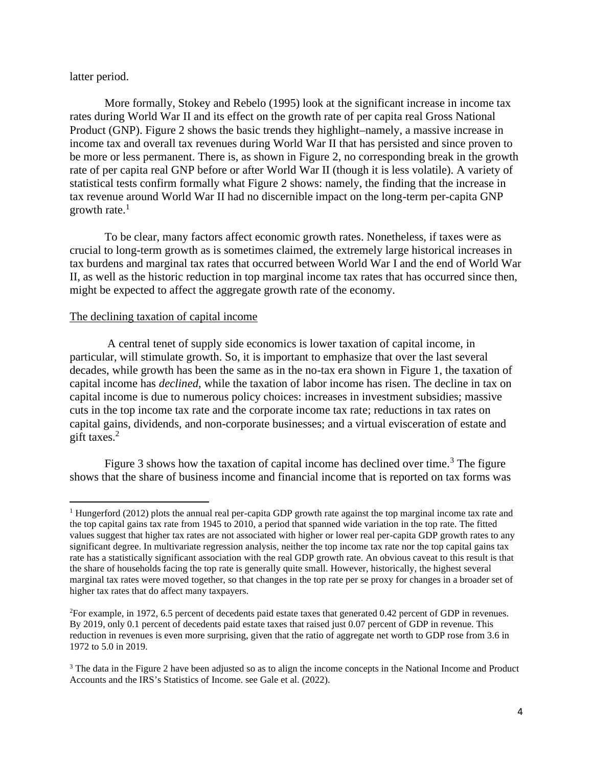latter period.

More formally, Stokey and Rebelo (1995) look at the significant increase in income tax rates during World War II and its effect on the growth rate of per capita real Gross National Product (GNP). Figure 2 shows the basic trends they highlight–namely, a massive increase in income tax and overall tax revenues during World War II that has persisted and since proven to be more or less permanent. There is, as shown in Figure 2, no corresponding break in the growth rate of per capita real GNP before or after World War II (though it is less volatile). A variety of statistical tests confirm formally what Figure 2 shows: namely, the finding that the increase in tax revenue around World War II had no discernible impact on the long-term per-capita GNP growth rate.[1]

To be clear, many factors affect economic growth rates. Nonetheless, if taxes were as crucial to long-term growth as is sometimes claimed, the extremely large historical increases in tax burdens and marginal tax rates that occurred between World War I and the end of World War II, as well as the historic reduction in top marginal income tax rates that has occurred since then, might be expected to affect the aggregate growth rate of the economy.

<u>The declining taxation of capital income</u>

A central tenet of supply side economics is lower taxation of capital income, in particular, will stimulate growth. So, it is important to emphasize that over the last several decades, while growth has been the same as in the no-tax era shown in Figure 1, the taxation of capital income has *declined*, while the taxation of labor income has risen. The decline in tax on capital income is due to numerous policy choices: increases in investment subsidies; massive cuts in the top income tax rate and the corporate income tax rate; reductions in tax rates on capital gains, dividends, and non-corporate businesses; and a virtual evisceration of estate and gift taxes.[2]

Figure 3 shows how the taxation of capital income has declined over time.[3] The figure shows that the share of business income and financial income that is reported on tax forms was

---

[1] Hungerford (2012) plots the annual real per-capita GDP growth rate against the top marginal income tax rate and the top capital gains tax rate from 1945 to 2010, a period that spanned wide variation in the top rate. The fitted values suggest that higher tax rates are not associated with higher or lower real per-capita GDP growth rates to any significant degree. In multivariate regression analysis, neither the top income tax rate nor the top capital gains tax rate has a statistically significant association with the real GDP growth rate. An obvious caveat to this result is that the share of households facing the top rate is generally quite small. However, historically, the highest several marginal tax rates were moved together, so that changes in the top rate per se proxy for changes in a broader set of higher tax rates that do affect many taxpayers.

[2] For example, in 1972, 6.5 percent of decedents paid estate taxes that generated 0.42 percent of GDP in revenues. By 2019, only 0.1 percent of decedents paid estate taxes that raised just 0.07 percent of GDP in revenue. This reduction in revenues is even more surprising, given that the ratio of aggregate net worth to GDP rose from 3.6 in 1972 to 5.0 in 2019.

[3] The data in the Figure 2 have been adjusted so as to align the income concepts in the National Income and Product Accounts and the IRS's Statistics of Income. see Gale et al. (2022).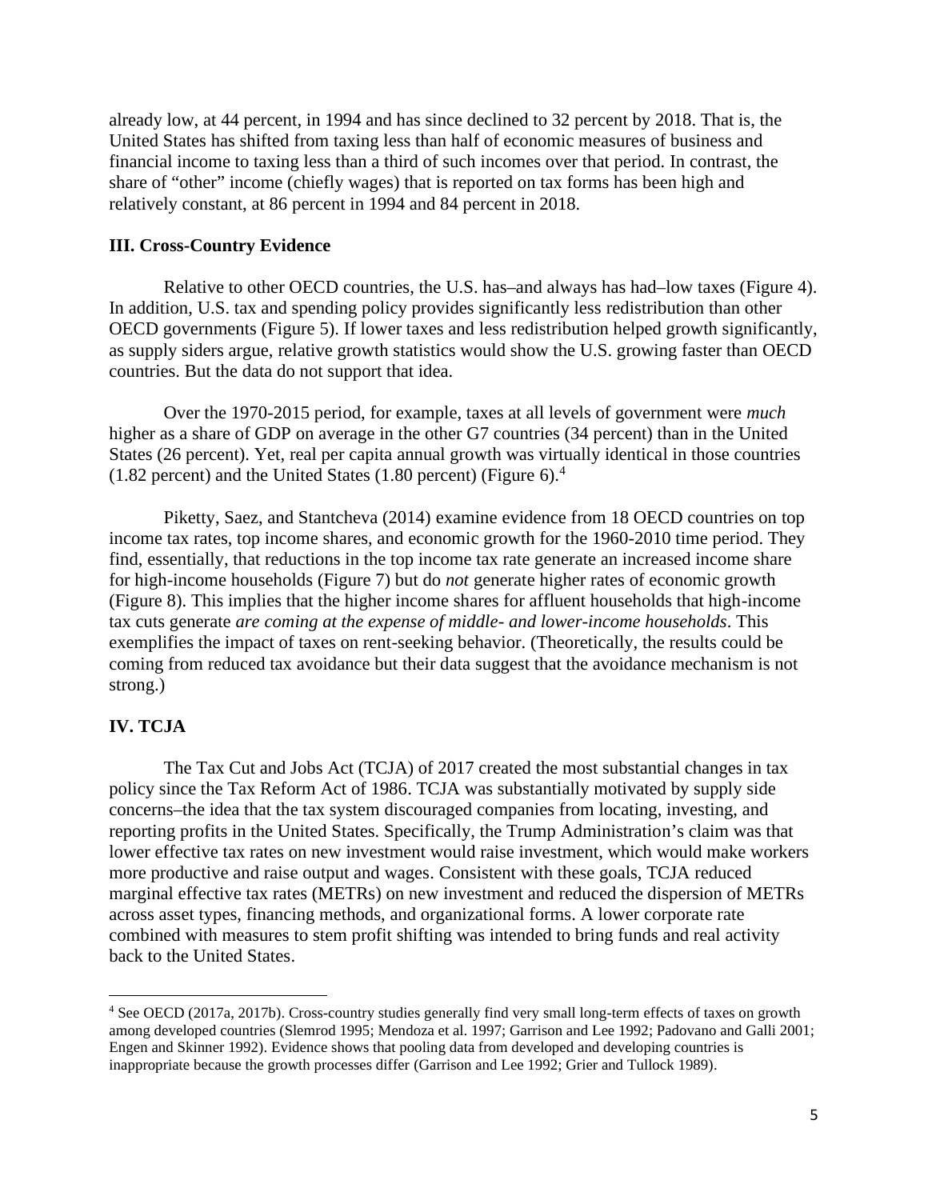already low, at 44 percent, in 1994 and has since declined to 32 percent by 2018. That is, the United States has shifted from taxing less than half of economic measures of business and financial income to taxing less than a third of such incomes over that period. In contrast, the share of "other" income (chiefly wages) that is reported on tax forms has been high and relatively constant, at 86 percent in 1994 and 84 percent in 2018.

## III. Cross-Country Evidence

Relative to other OECD countries, the U.S. has–and always has had–low taxes (Figure 4). In addition, U.S. tax and spending policy provides significantly less redistribution than other OECD governments (Figure 5). If lower taxes and less redistribution helped growth significantly, as supply siders argue, relative growth statistics would show the U.S. growing faster than OECD countries. But the data do not support that idea.

Over the 1970-2015 period, for example, taxes at all levels of government were *much* higher as a share of GDP on average in the other G7 countries (34 percent) than in the United States (26 percent). Yet, real per capita annual growth was virtually identical in those countries (1.82 percent) and the United States (1.80 percent) (Figure 6).[4]

Piketty, Saez, and Stantcheva (2014) examine evidence from 18 OECD countries on top income tax rates, top income shares, and economic growth for the 1960-2010 time period. They find, essentially, that reductions in the top income tax rate generate an increased income share for high-income households (Figure 7) but do *not* generate higher rates of economic growth (Figure 8). This implies that the higher income shares for affluent households that high-income tax cuts generate *are coming at the expense of middle- and lower-income households*. This exemplifies the impact of taxes on rent-seeking behavior. (Theoretically, the results could be coming from reduced tax avoidance but their data suggest that the avoidance mechanism is not strong.)

## IV. TCJA

The Tax Cut and Jobs Act (TCJA) of 2017 created the most substantial changes in tax policy since the Tax Reform Act of 1986. TCJA was substantially motivated by supply side concerns–the idea that the tax system discouraged companies from locating, investing, and reporting profits in the United States. Specifically, the Trump Administration's claim was that lower effective tax rates on new investment would raise investment, which would make workers more productive and raise output and wages. Consistent with these goals, TCJA reduced marginal effective tax rates (METRs) on new investment and reduced the dispersion of METRs across asset types, financing methods, and organizational forms. A lower corporate rate combined with measures to stem profit shifting was intended to bring funds and real activity back to the United States.

[4] See OECD (2017a, 2017b). Cross-country studies generally find very small long-term effects of taxes on growth among developed countries (Slemrod 1995; Mendoza et al. 1997; Garrison and Lee 1992; Padovano and Galli 2001; Engen and Skinner 1992). Evidence shows that pooling data from developed and developing countries is inappropriate because the growth processes differ (Garrison and Lee 1992; Grier and Tullock 1989).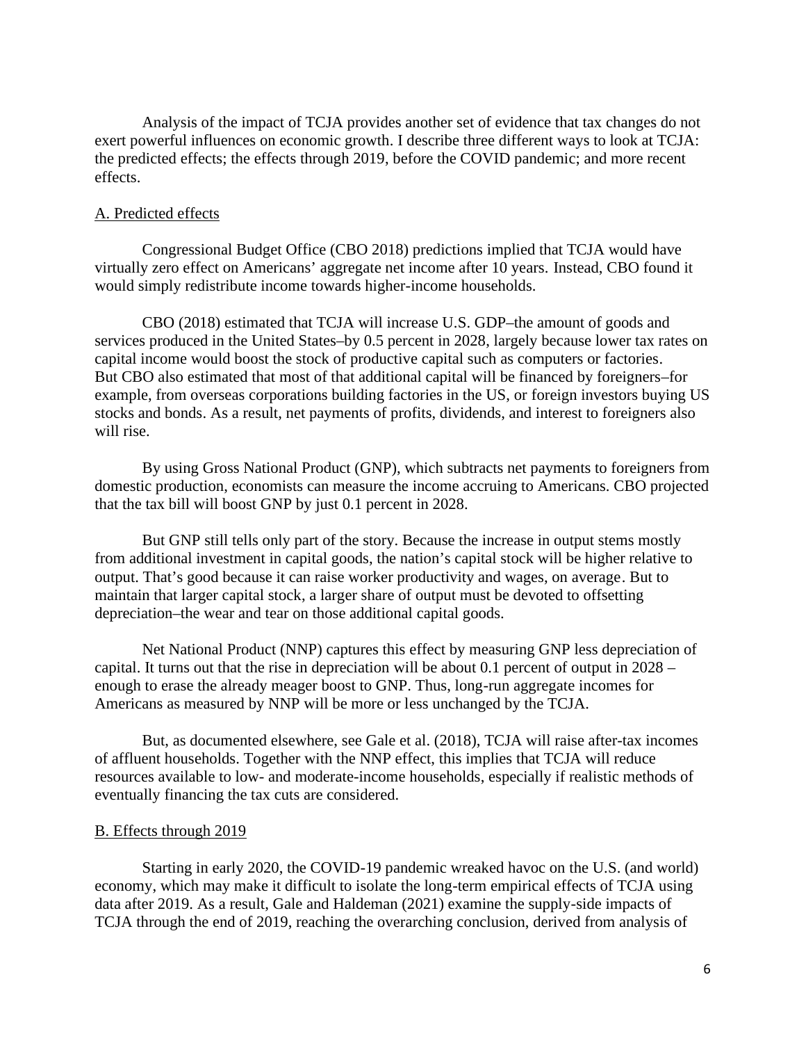Analysis of the impact of TCJA provides another set of evidence that tax changes do not exert powerful influences on economic growth. I describe three different ways to look at TCJA: the predicted effects; the effects through 2019, before the COVID pandemic; and more recent effects.

## A. Predicted effects

Congressional Budget Office (CBO 2018) predictions implied that TCJA would have virtually zero effect on Americans' aggregate net income after 10 years. Instead, CBO found it would simply redistribute income towards higher-income households.

CBO (2018) estimated that TCJA will increase U.S. GDP–the amount of goods and services produced in the United States–by 0.5 percent in 2028, largely because lower tax rates on capital income would boost the stock of productive capital such as computers or factories. But CBO also estimated that most of that additional capital will be financed by foreigners–for example, from overseas corporations building factories in the US, or foreign investors buying US stocks and bonds. As a result, net payments of profits, dividends, and interest to foreigners also will rise.

By using Gross National Product (GNP), which subtracts net payments to foreigners from domestic production, economists can measure the income accruing to Americans. CBO projected that the tax bill will boost GNP by just 0.1 percent in 2028.

But GNP still tells only part of the story. Because the increase in output stems mostly from additional investment in capital goods, the nation's capital stock will be higher relative to output. That's good because it can raise worker productivity and wages, on average. But to maintain that larger capital stock, a larger share of output must be devoted to offsetting depreciation–the wear and tear on those additional capital goods.

Net National Product (NNP) captures this effect by measuring GNP less depreciation of capital. It turns out that the rise in depreciation will be about 0.1 percent of output in 2028 – enough to erase the already meager boost to GNP. Thus, long-run aggregate incomes for Americans as measured by NNP will be more or less unchanged by the TCJA.

But, as documented elsewhere, see Gale et al. (2018), TCJA will raise after-tax incomes of affluent households. Together with the NNP effect, this implies that TCJA will reduce resources available to low- and moderate-income households, especially if realistic methods of eventually financing the tax cuts are considered.

## B. Effects through 2019

Starting in early 2020, the COVID-19 pandemic wreaked havoc on the U.S. (and world) economy, which may make it difficult to isolate the long-term empirical effects of TCJA using data after 2019. As a result, Gale and Haldeman (2021) examine the supply-side impacts of TCJA through the end of 2019, reaching the overarching conclusion, derived from analysis of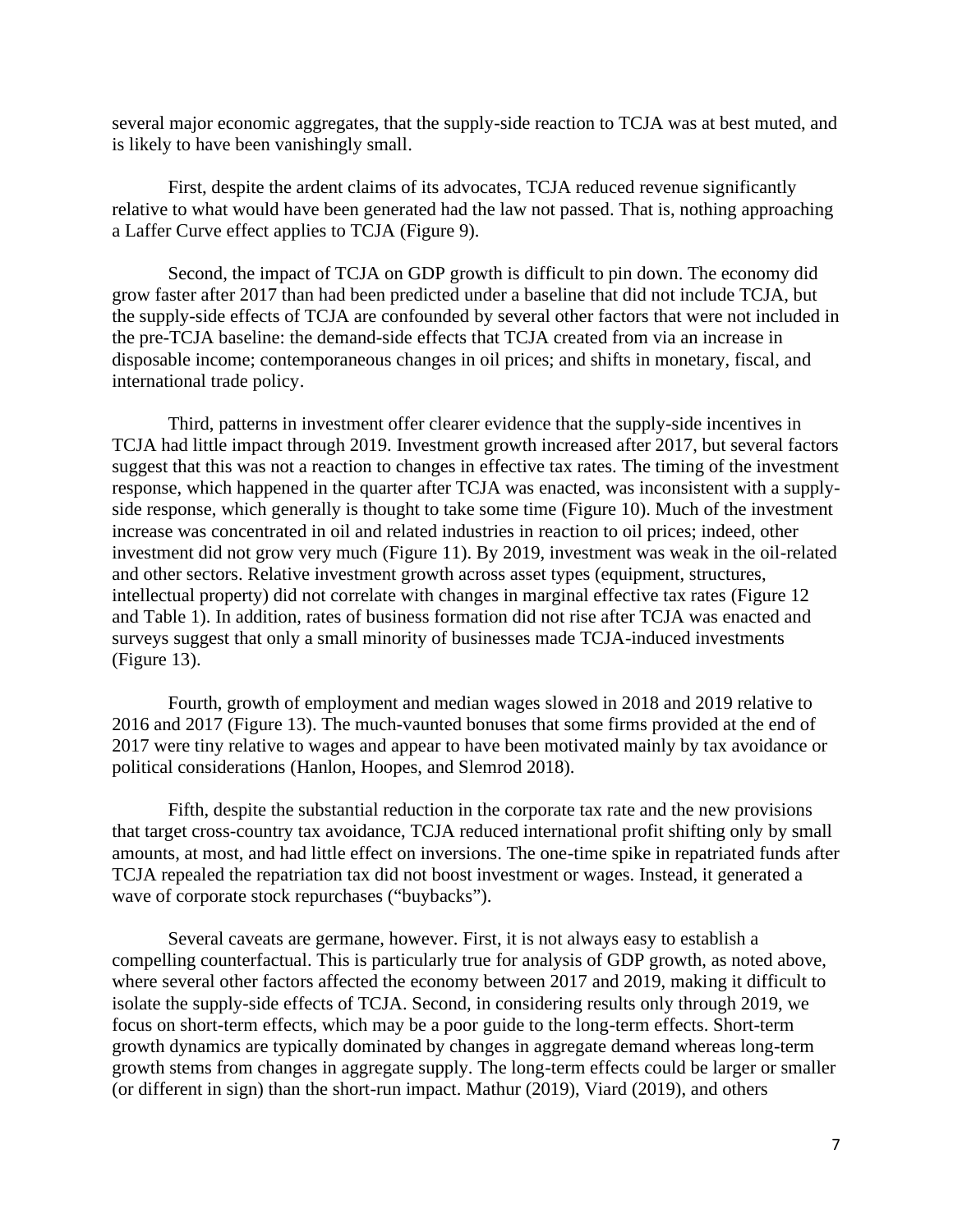several major economic aggregates, that the supply-side reaction to TCJA was at best muted, and is likely to have been vanishingly small.

First, despite the ardent claims of its advocates, TCJA reduced revenue significantly relative to what would have been generated had the law not passed. That is, nothing approaching a Laffer Curve effect applies to TCJA (Figure 9).

Second, the impact of TCJA on GDP growth is difficult to pin down. The economy did grow faster after 2017 than had been predicted under a baseline that did not include TCJA, but the supply-side effects of TCJA are confounded by several other factors that were not included in the pre-TCJA baseline: the demand-side effects that TCJA created from via an increase in disposable income; contemporaneous changes in oil prices; and shifts in monetary, fiscal, and international trade policy.

Third, patterns in investment offer clearer evidence that the supply-side incentives in TCJA had little impact through 2019. Investment growth increased after 2017, but several factors suggest that this was not a reaction to changes in effective tax rates. The timing of the investment response, which happened in the quarter after TCJA was enacted, was inconsistent with a supply-side response, which generally is thought to take some time (Figure 10). Much of the investment increase was concentrated in oil and related industries in reaction to oil prices; indeed, other investment did not grow very much (Figure 11). By 2019, investment was weak in the oil-related and other sectors. Relative investment growth across asset types (equipment, structures, intellectual property) did not correlate with changes in marginal effective tax rates (Figure 12 and Table 1). In addition, rates of business formation did not rise after TCJA was enacted and surveys suggest that only a small minority of businesses made TCJA-induced investments (Figure 13).

Fourth, growth of employment and median wages slowed in 2018 and 2019 relative to 2016 and 2017 (Figure 13). The much-vaunted bonuses that some firms provided at the end of 2017 were tiny relative to wages and appear to have been motivated mainly by tax avoidance or political considerations (Hanlon, Hoopes, and Slemrod 2018).

Fifth, despite the substantial reduction in the corporate tax rate and the new provisions that target cross-country tax avoidance, TCJA reduced international profit shifting only by small amounts, at most, and had little effect on inversions. The one-time spike in repatriated funds after TCJA repealed the repatriation tax did not boost investment or wages. Instead, it generated a wave of corporate stock repurchases ("buybacks").

Several caveats are germane, however. First, it is not always easy to establish a compelling counterfactual. This is particularly true for analysis of GDP growth, as noted above, where several other factors affected the economy between 2017 and 2019, making it difficult to isolate the supply-side effects of TCJA. Second, in considering results only through 2019, we focus on short-term effects, which may be a poor guide to the long-term effects. Short-term growth dynamics are typically dominated by changes in aggregate demand whereas long-term growth stems from changes in aggregate supply. The long-term effects could be larger or smaller (or different in sign) than the short-run impact. Mathur (2019), Viard (2019), and others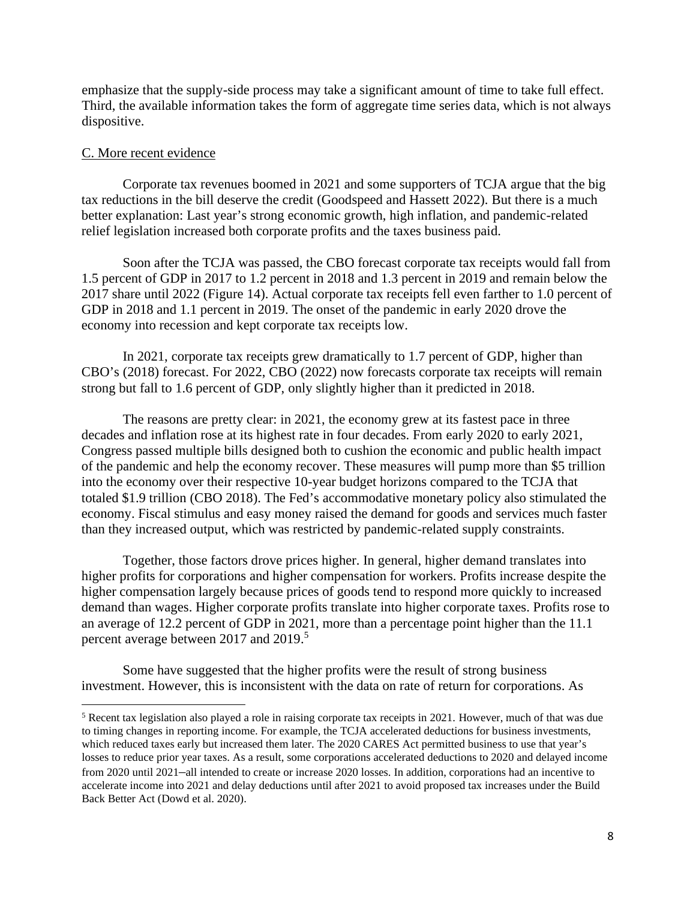emphasize that the supply-side process may take a significant amount of time to take full effect. Third, the available information takes the form of aggregate time series data, which is not always dispositive.

C. More recent evidence

Corporate tax revenues boomed in 2021 and some supporters of TCJA argue that the big tax reductions in the bill deserve the credit (Goodspeed and Hassett 2022). But there is a much better explanation: Last year's strong economic growth, high inflation, and pandemic-related relief legislation increased both corporate profits and the taxes business paid.

Soon after the TCJA was passed, the CBO forecast corporate tax receipts would fall from 1.5 percent of GDP in 2017 to 1.2 percent in 2018 and 1.3 percent in 2019 and remain below the 2017 share until 2022 (Figure 14). Actual corporate tax receipts fell even farther to 1.0 percent of GDP in 2018 and 1.1 percent in 2019. The onset of the pandemic in early 2020 drove the economy into recession and kept corporate tax receipts low.

In 2021, corporate tax receipts grew dramatically to 1.7 percent of GDP, higher than CBO's (2018) forecast. For 2022, CBO (2022) now forecasts corporate tax receipts will remain strong but fall to 1.6 percent of GDP, only slightly higher than it predicted in 2018.

The reasons are pretty clear: in 2021, the economy grew at its fastest pace in three decades and inflation rose at its highest rate in four decades. From early 2020 to early 2021, Congress passed multiple bills designed both to cushion the economic and public health impact of the pandemic and help the economy recover. These measures will pump more than $5 trillion into the economy over their respective 10-year budget horizons compared to the TCJA that totaled $1.9 trillion (CBO 2018). The Fed's accommodative monetary policy also stimulated the economy. Fiscal stimulus and easy money raised the demand for goods and services much faster than they increased output, which was restricted by pandemic-related supply constraints.

Together, those factors drove prices higher. In general, higher demand translates into higher profits for corporations and higher compensation for workers. Profits increase despite the higher compensation largely because prices of goods tend to respond more quickly to increased demand than wages. Higher corporate profits translate into higher corporate taxes. Profits rose to an average of 12.2 percent of GDP in 2021, more than a percentage point higher than the 11.1 percent average between 2017 and 2019.[5]

Some have suggested that the higher profits were the result of strong business investment. However, this is inconsistent with the data on rate of return for corporations. As

[5] Recent tax legislation also played a role in raising corporate tax receipts in 2021. However, much of that was due to timing changes in reporting income. For example, the TCJA accelerated deductions for business investments, which reduced taxes early but increased them later. The 2020 CARES Act permitted business to use that year's losses to reduce prior year taxes. As a result, some corporations accelerated deductions to 2020 and delayed income from 2020 until 2021–all intended to create or increase 2020 losses. In addition, corporations had an incentive to accelerate income into 2021 and delay deductions until after 2021 to avoid proposed tax increases under the Build Back Better Act (Dowd et al. 2020).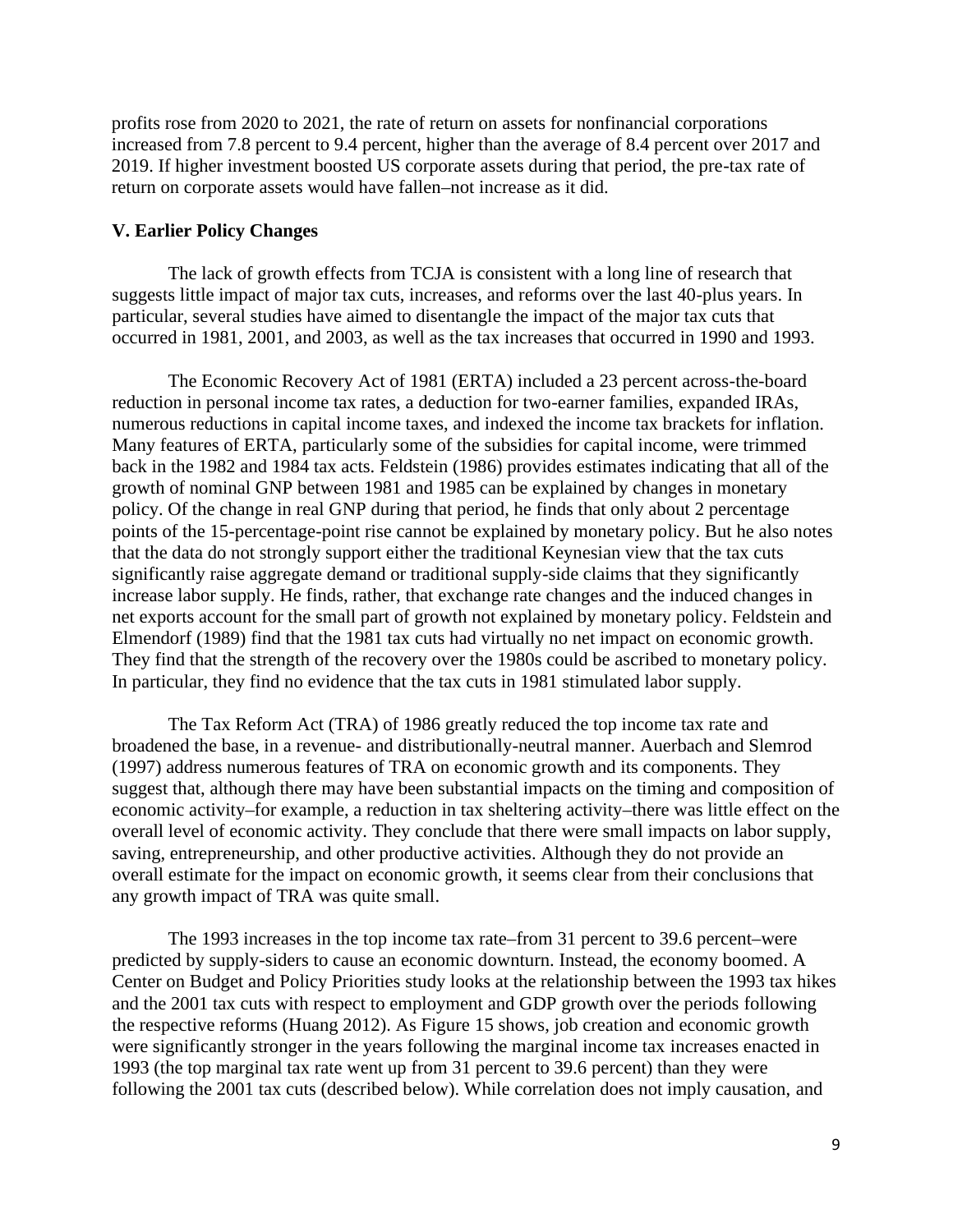profits rose from 2020 to 2021, the rate of return on assets for nonfinancial corporations increased from 7.8 percent to 9.4 percent, higher than the average of 8.4 percent over 2017 and 2019. If higher investment boosted US corporate assets during that period, the pre-tax rate of return on corporate assets would have fallen–not increase as it did.

### V. Earlier Policy Changes

The lack of growth effects from TCJA is consistent with a long line of research that suggests little impact of major tax cuts, increases, and reforms over the last 40-plus years. In particular, several studies have aimed to disentangle the impact of the major tax cuts that occurred in 1981, 2001, and 2003, as well as the tax increases that occurred in 1990 and 1993.

The Economic Recovery Act of 1981 (ERTA) included a 23 percent across-the-board reduction in personal income tax rates, a deduction for two-earner families, expanded IRAs, numerous reductions in capital income taxes, and indexed the income tax brackets for inflation. Many features of ERTA, particularly some of the subsidies for capital income, were trimmed back in the 1982 and 1984 tax acts. Feldstein (1986) provides estimates indicating that all of the growth of nominal GNP between 1981 and 1985 can be explained by changes in monetary policy. Of the change in real GNP during that period, he finds that only about 2 percentage points of the 15-percentage-point rise cannot be explained by monetary policy. But he also notes that the data do not strongly support either the traditional Keynesian view that the tax cuts significantly raise aggregate demand or traditional supply-side claims that they significantly increase labor supply. He finds, rather, that exchange rate changes and the induced changes in net exports account for the small part of growth not explained by monetary policy. Feldstein and Elmendorf (1989) find that the 1981 tax cuts had virtually no net impact on economic growth. They find that the strength of the recovery over the 1980s could be ascribed to monetary policy. In particular, they find no evidence that the tax cuts in 1981 stimulated labor supply.

The Tax Reform Act (TRA) of 1986 greatly reduced the top income tax rate and broadened the base, in a revenue- and distributionally-neutral manner. Auerbach and Slemrod (1997) address numerous features of TRA on economic growth and its components. They suggest that, although there may have been substantial impacts on the timing and composition of economic activity–for example, a reduction in tax sheltering activity–there was little effect on the overall level of economic activity. They conclude that there were small impacts on labor supply, saving, entrepreneurship, and other productive activities. Although they do not provide an overall estimate for the impact on economic growth, it seems clear from their conclusions that any growth impact of TRA was quite small.

The 1993 increases in the top income tax rate–from 31 percent to 39.6 percent–were predicted by supply-siders to cause an economic downturn. Instead, the economy boomed. A Center on Budget and Policy Priorities study looks at the relationship between the 1993 tax hikes and the 2001 tax cuts with respect to employment and GDP growth over the periods following the respective reforms (Huang 2012). As Figure 15 shows, job creation and economic growth were significantly stronger in the years following the marginal income tax increases enacted in 1993 (the top marginal tax rate went up from 31 percent to 39.6 percent) than they were following the 2001 tax cuts (described below). While correlation does not imply causation, and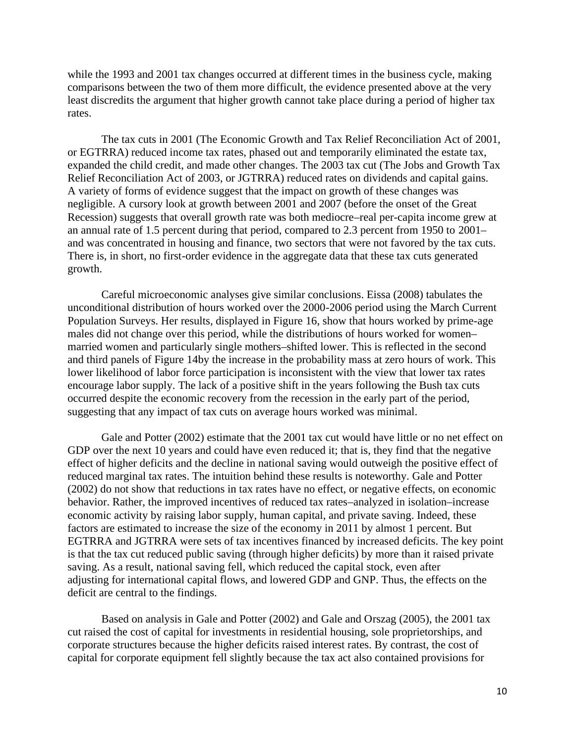while the 1993 and 2001 tax changes occurred at different times in the business cycle, making comparisons between the two of them more difficult, the evidence presented above at the very least discredits the argument that higher growth cannot take place during a period of higher tax rates.

The tax cuts in 2001 (The Economic Growth and Tax Relief Reconciliation Act of 2001, or EGTRRA) reduced income tax rates, phased out and temporarily eliminated the estate tax, expanded the child credit, and made other changes. The 2003 tax cut (The Jobs and Growth Tax Relief Reconciliation Act of 2003, or JGTRRA) reduced rates on dividends and capital gains. A variety of forms of evidence suggest that the impact on growth of these changes was negligible. A cursory look at growth between 2001 and 2007 (before the onset of the Great Recession) suggests that overall growth rate was both mediocre–real per-capita income grew at an annual rate of 1.5 percent during that period, compared to 2.3 percent from 1950 to 2001–and was concentrated in housing and finance, two sectors that were not favored by the tax cuts. There is, in short, no first-order evidence in the aggregate data that these tax cuts generated growth.

Careful microeconomic analyses give similar conclusions. Eissa (2008) tabulates the unconditional distribution of hours worked over the 2000-2006 period using the March Current Population Surveys. Her results, displayed in Figure 16, show that hours worked by prime-age males did not change over this period, while the distributions of hours worked for women–married women and particularly single mothers–shifted lower. This is reflected in the second and third panels of Figure 14by the increase in the probability mass at zero hours of work. This lower likelihood of labor force participation is inconsistent with the view that lower tax rates encourage labor supply. The lack of a positive shift in the years following the Bush tax cuts occurred despite the economic recovery from the recession in the early part of the period, suggesting that any impact of tax cuts on average hours worked was minimal.

Gale and Potter (2002) estimate that the 2001 tax cut would have little or no net effect on GDP over the next 10 years and could have even reduced it; that is, they find that the negative effect of higher deficits and the decline in national saving would outweigh the positive effect of reduced marginal tax rates. The intuition behind these results is noteworthy. Gale and Potter (2002) do not show that reductions in tax rates have no effect, or negative effects, on economic behavior. Rather, the improved incentives of reduced tax rates–analyzed in isolation–increase economic activity by raising labor supply, human capital, and private saving. Indeed, these factors are estimated to increase the size of the economy in 2011 by almost 1 percent. But EGTRRA and JGTRRA were sets of tax incentives financed by increased deficits. The key point is that the tax cut reduced public saving (through higher deficits) by more than it raised private saving. As a result, national saving fell, which reduced the capital stock, even after adjusting for international capital flows, and lowered GDP and GNP. Thus, the effects on the deficit are central to the findings.

Based on analysis in Gale and Potter (2002) and Gale and Orszag (2005), the 2001 tax cut raised the cost of capital for investments in residential housing, sole proprietorships, and corporate structures because the higher deficits raised interest rates. By contrast, the cost of capital for corporate equipment fell slightly because the tax act also contained provisions for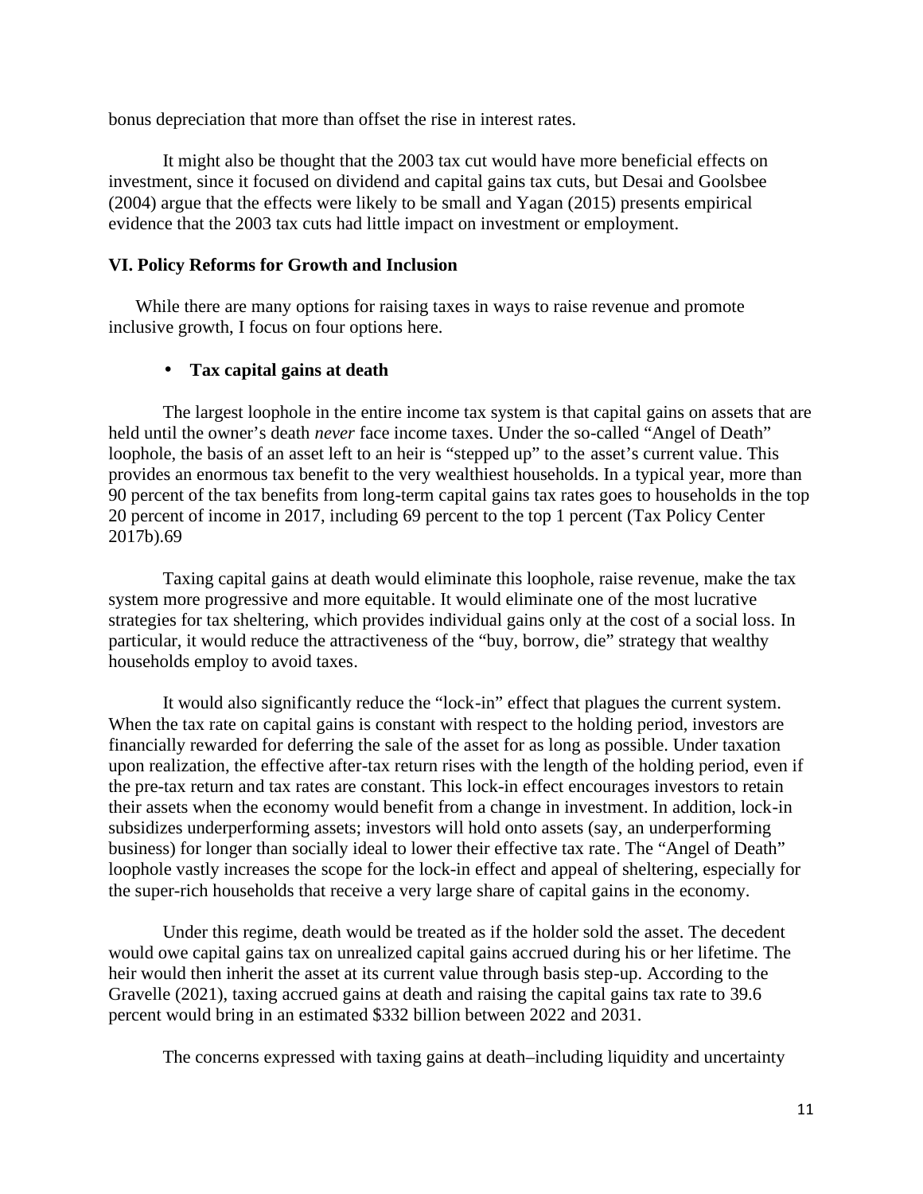bonus depreciation that more than offset the rise in interest rates.

It might also be thought that the 2003 tax cut would have more beneficial effects on investment, since it focused on dividend and capital gains tax cuts, but Desai and Goolsbee (2004) argue that the effects were likely to be small and Yagan (2015) presents empirical evidence that the 2003 tax cuts had little impact on investment or employment.

## VI. Policy Reforms for Growth and Inclusion

While there are many options for raising taxes in ways to raise revenue and promote inclusive growth, I focus on four options here.

- **Tax capital gains at death**

The largest loophole in the entire income tax system is that capital gains on assets that are held until the owner's death *never* face income taxes. Under the so-called "Angel of Death" loophole, the basis of an asset left to an heir is "stepped up" to the asset's current value. This provides an enormous tax benefit to the very wealthiest households. In a typical year, more than 90 percent of the tax benefits from long-term capital gains tax rates goes to households in the top 20 percent of income in 2017, including 69 percent to the top 1 percent (Tax Policy Center 2017b).69

Taxing capital gains at death would eliminate this loophole, raise revenue, make the tax system more progressive and more equitable. It would eliminate one of the most lucrative strategies for tax sheltering, which provides individual gains only at the cost of a social loss. In particular, it would reduce the attractiveness of the "buy, borrow, die" strategy that wealthy households employ to avoid taxes.

It would also significantly reduce the "lock-in" effect that plagues the current system. When the tax rate on capital gains is constant with respect to the holding period, investors are financially rewarded for deferring the sale of the asset for as long as possible. Under taxation upon realization, the effective after-tax return rises with the length of the holding period, even if the pre-tax return and tax rates are constant. This lock-in effect encourages investors to retain their assets when the economy would benefit from a change in investment. In addition, lock-in subsidizes underperforming assets; investors will hold onto assets (say, an underperforming business) for longer than socially ideal to lower their effective tax rate. The "Angel of Death" loophole vastly increases the scope for the lock-in effect and appeal of sheltering, especially for the super-rich households that receive a very large share of capital gains in the economy.

Under this regime, death would be treated as if the holder sold the asset. The decedent would owe capital gains tax on unrealized capital gains accrued during his or her lifetime. The heir would then inherit the asset at its current value through basis step-up. According to the Gravelle (2021), taxing accrued gains at death and raising the capital gains tax rate to 39.6 percent would bring in an estimated $332 billion between 2022 and 2031.

The concerns expressed with taxing gains at death–including liquidity and uncertainty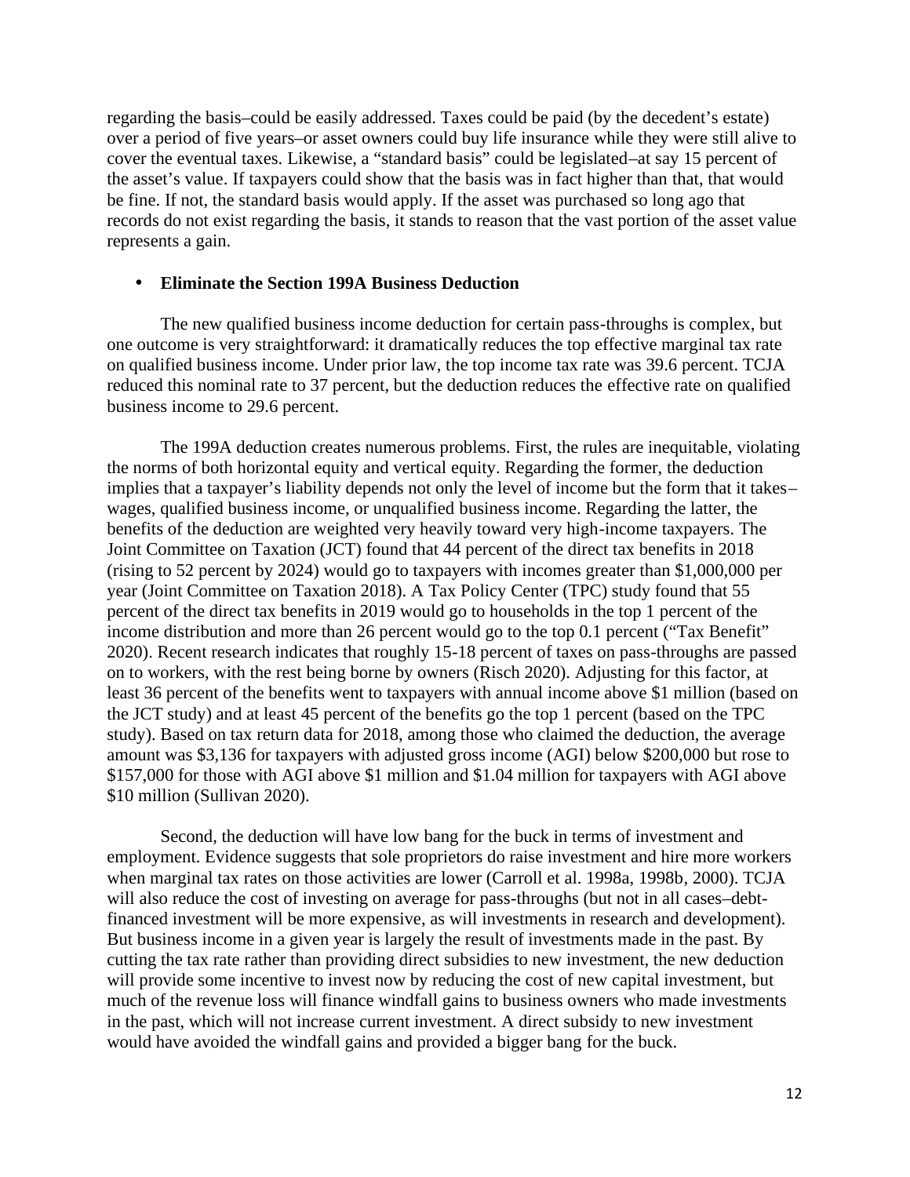regarding the basis–could be easily addressed. Taxes could be paid (by the decedent's estate) over a period of five years–or asset owners could buy life insurance while they were still alive to cover the eventual taxes. Likewise, a "standard basis" could be legislated–at say 15 percent of the asset's value. If taxpayers could show that the basis was in fact higher than that, that would be fine. If not, the standard basis would apply. If the asset was purchased so long ago that records do not exist regarding the basis, it stands to reason that the vast portion of the asset value represents a gain.

- **Eliminate the Section 199A Business Deduction**

The new qualified business income deduction for certain pass-throughs is complex, but one outcome is very straightforward: it dramatically reduces the top effective marginal tax rate on qualified business income. Under prior law, the top income tax rate was 39.6 percent. TCJA reduced this nominal rate to 37 percent, but the deduction reduces the effective rate on qualified business income to 29.6 percent.

The 199A deduction creates numerous problems. First, the rules are inequitable, violating the norms of both horizontal equity and vertical equity. Regarding the former, the deduction implies that a taxpayer's liability depends not only the level of income but the form that it takes–wages, qualified business income, or unqualified business income. Regarding the latter, the benefits of the deduction are weighted very heavily toward very high-income taxpayers. The Joint Committee on Taxation (JCT) found that 44 percent of the direct tax benefits in 2018 (rising to 52 percent by 2024) would go to taxpayers with incomes greater than $1,000,000 per year (Joint Committee on Taxation 2018). A Tax Policy Center (TPC) study found that 55 percent of the direct tax benefits in 2019 would go to households in the top 1 percent of the income distribution and more than 26 percent would go to the top 0.1 percent ("Tax Benefit" 2020). Recent research indicates that roughly 15-18 percent of taxes on pass-throughs are passed on to workers, with the rest being borne by owners (Risch 2020). Adjusting for this factor, at least 36 percent of the benefits went to taxpayers with annual income above $1 million (based on the JCT study) and at least 45 percent of the benefits go the top 1 percent (based on the TPC study). Based on tax return data for 2018, among those who claimed the deduction, the average amount was $3,136 for taxpayers with adjusted gross income (AGI) below $200,000 but rose to $157,000 for those with AGI above $1 million and $1.04 million for taxpayers with AGI above $10 million (Sullivan 2020).

Second, the deduction will have low bang for the buck in terms of investment and employment. Evidence suggests that sole proprietors do raise investment and hire more workers when marginal tax rates on those activities are lower (Carroll et al. 1998a, 1998b, 2000). TCJA will also reduce the cost of investing on average for pass-throughs (but not in all cases–debt-financed investment will be more expensive, as will investments in research and development). But business income in a given year is largely the result of investments made in the past. By cutting the tax rate rather than providing direct subsidies to new investment, the new deduction will provide some incentive to invest now by reducing the cost of new capital investment, but much of the revenue loss will finance windfall gains to business owners who made investments in the past, which will not increase current investment. A direct subsidy to new investment would have avoided the windfall gains and provided a bigger bang for the buck.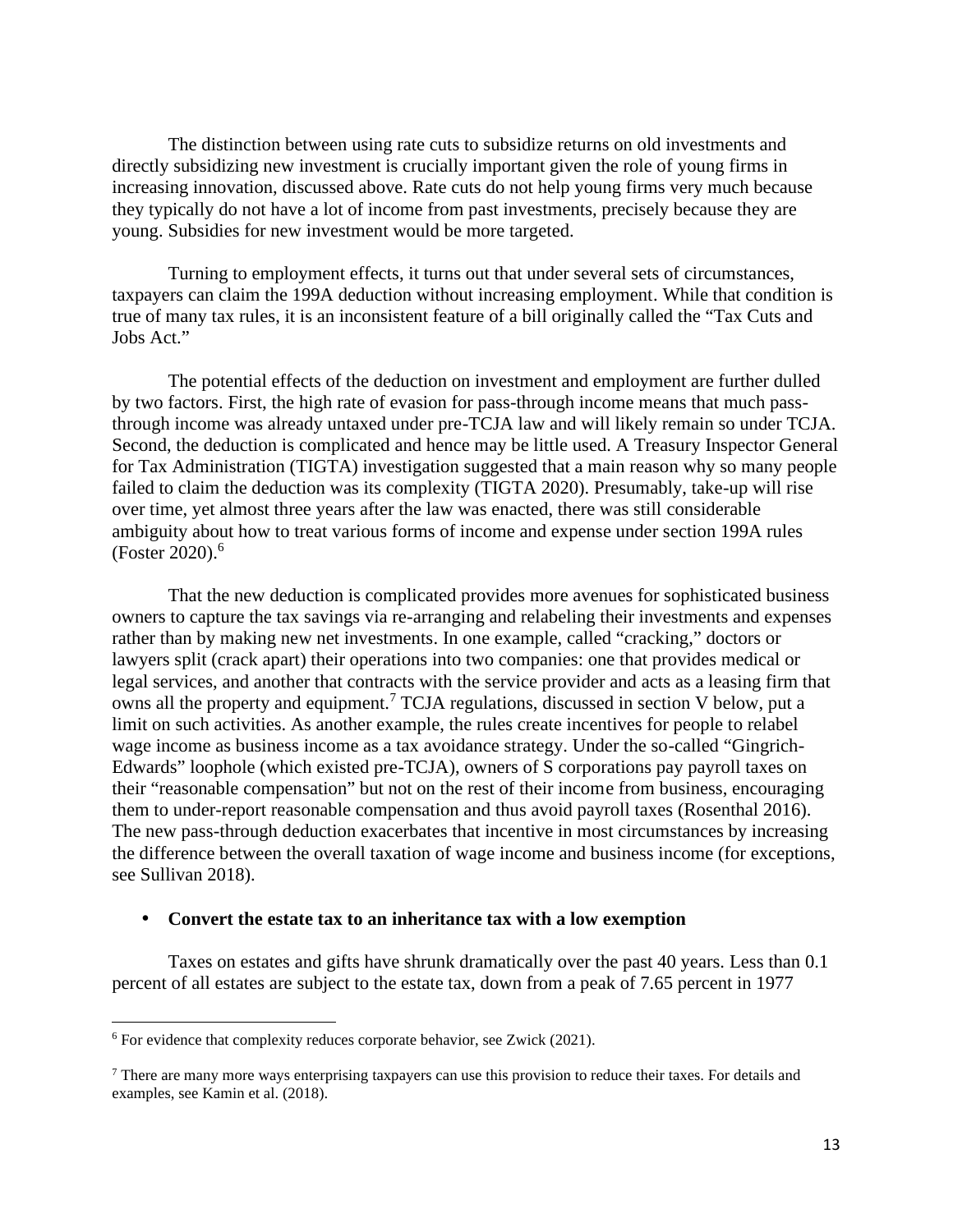The distinction between using rate cuts to subsidize returns on old investments and directly subsidizing new investment is crucially important given the role of young firms in increasing innovation, discussed above. Rate cuts do not help young firms very much because they typically do not have a lot of income from past investments, precisely because they are young. Subsidies for new investment would be more targeted.

Turning to employment effects, it turns out that under several sets of circumstances, taxpayers can claim the 199A deduction without increasing employment. While that condition is true of many tax rules, it is an inconsistent feature of a bill originally called the "Tax Cuts and Jobs Act."

The potential effects of the deduction on investment and employment are further dulled by two factors. First, the high rate of evasion for pass-through income means that much pass-through income was already untaxed under pre-TCJA law and will likely remain so under TCJA. Second, the deduction is complicated and hence may be little used. A Treasury Inspector General for Tax Administration (TIGTA) investigation suggested that a main reason why so many people failed to claim the deduction was its complexity (TIGTA 2020). Presumably, take-up will rise over time, yet almost three years after the law was enacted, there was still considerable ambiguity about how to treat various forms of income and expense under section 199A rules (Foster 2020).[6]

That the new deduction is complicated provides more avenues for sophisticated business owners to capture the tax savings via re-arranging and relabeling their investments and expenses rather than by making new net investments. In one example, called "cracking," doctors or lawyers split (crack apart) their operations into two companies: one that provides medical or legal services, and another that contracts with the service provider and acts as a leasing firm that owns all the property and equipment.[7] TCJA regulations, discussed in section V below, put a limit on such activities. As another example, the rules create incentives for people to relabel wage income as business income as a tax avoidance strategy. Under the so-called "Gingrich-Edwards" loophole (which existed pre-TCJA), owners of S corporations pay payroll taxes on their "reasonable compensation" but not on the rest of their income from business, encouraging them to under-report reasonable compensation and thus avoid payroll taxes (Rosenthal 2016). The new pass-through deduction exacerbates that incentive in most circumstances by increasing the difference between the overall taxation of wage income and business income (for exceptions, see Sullivan 2018).

- **Convert the estate tax to an inheritance tax with a low exemption**

Taxes on estates and gifts have shrunk dramatically over the past 40 years. Less than 0.1 percent of all estates are subject to the estate tax, down from a peak of 7.65 percent in 1977

---

[6] For evidence that complexity reduces corporate behavior, see Zwick (2021).

[7] There are many more ways enterprising taxpayers can use this provision to reduce their taxes. For details and examples, see Kamin et al. (2018).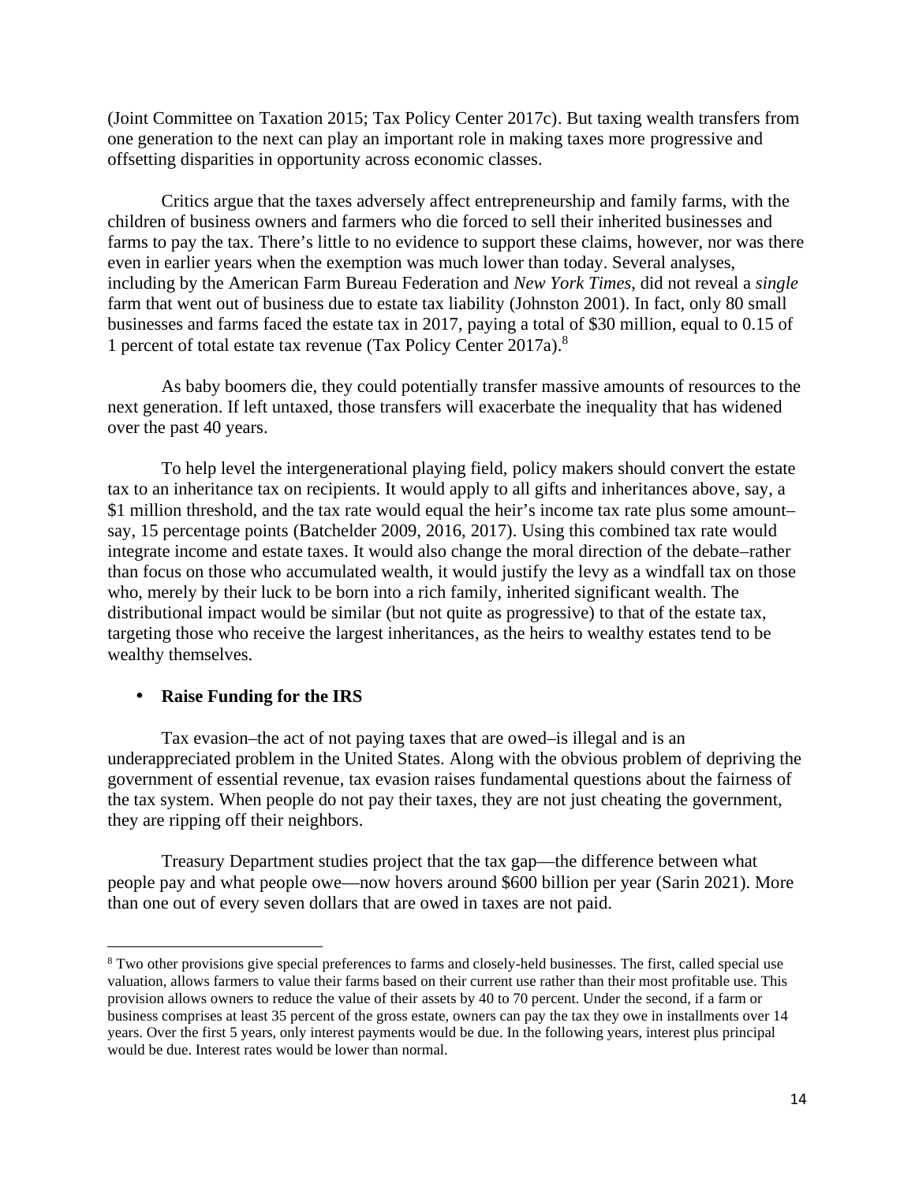(Joint Committee on Taxation 2015; Tax Policy Center 2017c). But taxing wealth transfers from one generation to the next can play an important role in making taxes more progressive and offsetting disparities in opportunity across economic classes.

Critics argue that the taxes adversely affect entrepreneurship and family farms, with the children of business owners and farmers who die forced to sell their inherited businesses and farms to pay the tax. There's little to no evidence to support these claims, however, nor was there even in earlier years when the exemption was much lower than today. Several analyses, including by the American Farm Bureau Federation and *New York Times*, did not reveal a *single* farm that went out of business due to estate tax liability (Johnston 2001). In fact, only 80 small businesses and farms faced the estate tax in 2017, paying a total of $30 million, equal to 0.15 of 1 percent of total estate tax revenue (Tax Policy Center 2017a).[8]

As baby boomers die, they could potentially transfer massive amounts of resources to the next generation. If left untaxed, those transfers will exacerbate the inequality that has widened over the past 40 years.

To help level the intergenerational playing field, policy makers should convert the estate tax to an inheritance tax on recipients. It would apply to all gifts and inheritances above, say, a $1 million threshold, and the tax rate would equal the heir's income tax rate plus some amount–say, 15 percentage points (Batchelder 2009, 2016, 2017). Using this combined tax rate would integrate income and estate taxes. It would also change the moral direction of the debate–rather than focus on those who accumulated wealth, it would justify the levy as a windfall tax on those who, merely by their luck to be born into a rich family, inherited significant wealth. The distributional impact would be similar (but not quite as progressive) to that of the estate tax, targeting those who receive the largest inheritances, as the heirs to wealthy estates tend to be wealthy themselves.

- **Raise Funding for the IRS**

Tax evasion–the act of not paying taxes that are owed–is illegal and is an underappreciated problem in the United States. Along with the obvious problem of depriving the government of essential revenue, tax evasion raises fundamental questions about the fairness of the tax system. When people do not pay their taxes, they are not just cheating the government, they are ripping off their neighbors.

Treasury Department studies project that the tax gap—the difference between what people pay and what people owe—now hovers around $600 billion per year (Sarin 2021). More than one out of every seven dollars that are owed in taxes are not paid.

---

[8] Two other provisions give special preferences to farms and closely-held businesses. The first, called special use valuation, allows farmers to value their farms based on their current use rather than their most profitable use. This provision allows owners to reduce the value of their assets by 40 to 70 percent. Under the second, if a farm or business comprises at least 35 percent of the gross estate, owners can pay the tax they owe in installments over 14 years. Over the first 5 years, only interest payments would be due. In the following years, interest plus principal would be due. Interest rates would be lower than normal.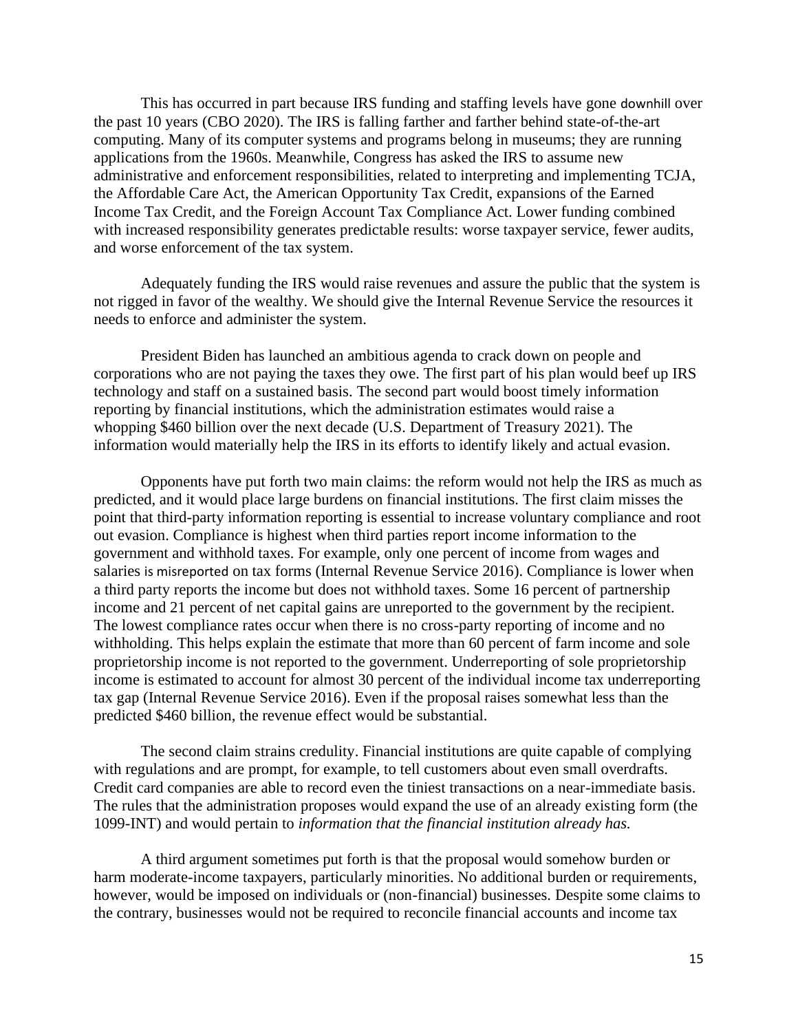This has occurred in part because IRS funding and staffing levels have gone downhill over the past 10 years (CBO 2020). The IRS is falling farther and farther behind state-of-the-art computing. Many of its computer systems and programs belong in museums; they are running applications from the 1960s. Meanwhile, Congress has asked the IRS to assume new administrative and enforcement responsibilities, related to interpreting and implementing TCJA, the Affordable Care Act, the American Opportunity Tax Credit, expansions of the Earned Income Tax Credit, and the Foreign Account Tax Compliance Act. Lower funding combined with increased responsibility generates predictable results: worse taxpayer service, fewer audits, and worse enforcement of the tax system.

Adequately funding the IRS would raise revenues and assure the public that the system is not rigged in favor of the wealthy. We should give the Internal Revenue Service the resources it needs to enforce and administer the system.

President Biden has launched an ambitious agenda to crack down on people and corporations who are not paying the taxes they owe. The first part of his plan would beef up IRS technology and staff on a sustained basis. The second part would boost timely information reporting by financial institutions, which the administration estimates would raise a whopping \$460 billion over the next decade (U.S. Department of Treasury 2021). The information would materially help the IRS in its efforts to identify likely and actual evasion.

Opponents have put forth two main claims: the reform would not help the IRS as much as predicted, and it would place large burdens on financial institutions. The first claim misses the point that third-party information reporting is essential to increase voluntary compliance and root out evasion. Compliance is highest when third parties report income information to the government and withhold taxes. For example, only one percent of income from wages and salaries is misreported on tax forms (Internal Revenue Service 2016). Compliance is lower when a third party reports the income but does not withhold taxes. Some 16 percent of partnership income and 21 percent of net capital gains are unreported to the government by the recipient. The lowest compliance rates occur when there is no cross-party reporting of income and no withholding. This helps explain the estimate that more than 60 percent of farm income and sole proprietorship income is not reported to the government. Underreporting of sole proprietorship income is estimated to account for almost 30 percent of the individual income tax underreporting tax gap (Internal Revenue Service 2016). Even if the proposal raises somewhat less than the predicted \$460 billion, the revenue effect would be substantial.

The second claim strains credulity. Financial institutions are quite capable of complying with regulations and are prompt, for example, to tell customers about even small overdrafts. Credit card companies are able to record even the tiniest transactions on a near-immediate basis. The rules that the administration proposes would expand the use of an already existing form (the 1099-INT) and would pertain to *information that the financial institution already has.*

A third argument sometimes put forth is that the proposal would somehow burden or harm moderate-income taxpayers, particularly minorities. No additional burden or requirements, however, would be imposed on individuals or (non-financial) businesses. Despite some claims to the contrary, businesses would not be required to reconcile financial accounts and income tax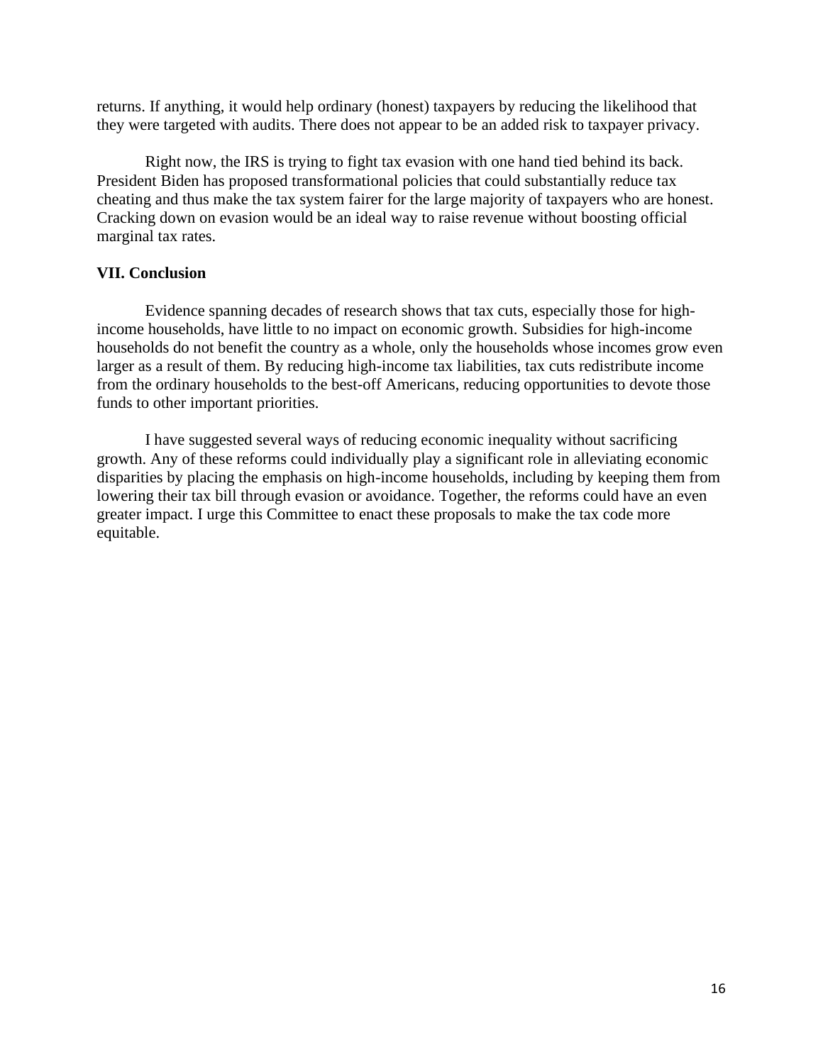returns. If anything, it would help ordinary (honest) taxpayers by reducing the likelihood that they were targeted with audits. There does not appear to be an added risk to taxpayer privacy.

Right now, the IRS is trying to fight tax evasion with one hand tied behind its back. President Biden has proposed transformational policies that could substantially reduce tax cheating and thus make the tax system fairer for the large majority of taxpayers who are honest. Cracking down on evasion would be an ideal way to raise revenue without boosting official marginal tax rates.

**VII. Conclusion**

Evidence spanning decades of research shows that tax cuts, especially those for high-income households, have little to no impact on economic growth. Subsidies for high-income households do not benefit the country as a whole, only the households whose incomes grow even larger as a result of them. By reducing high-income tax liabilities, tax cuts redistribute income from the ordinary households to the best-off Americans, reducing opportunities to devote those funds to other important priorities.

I have suggested several ways of reducing economic inequality without sacrificing growth. Any of these reforms could individually play a significant role in alleviating economic disparities by placing the emphasis on high-income households, including by keeping them from lowering their tax bill through evasion or avoidance. Together, the reforms could have an even greater impact. I urge this Committee to enact these proposals to make the tax code more equitable.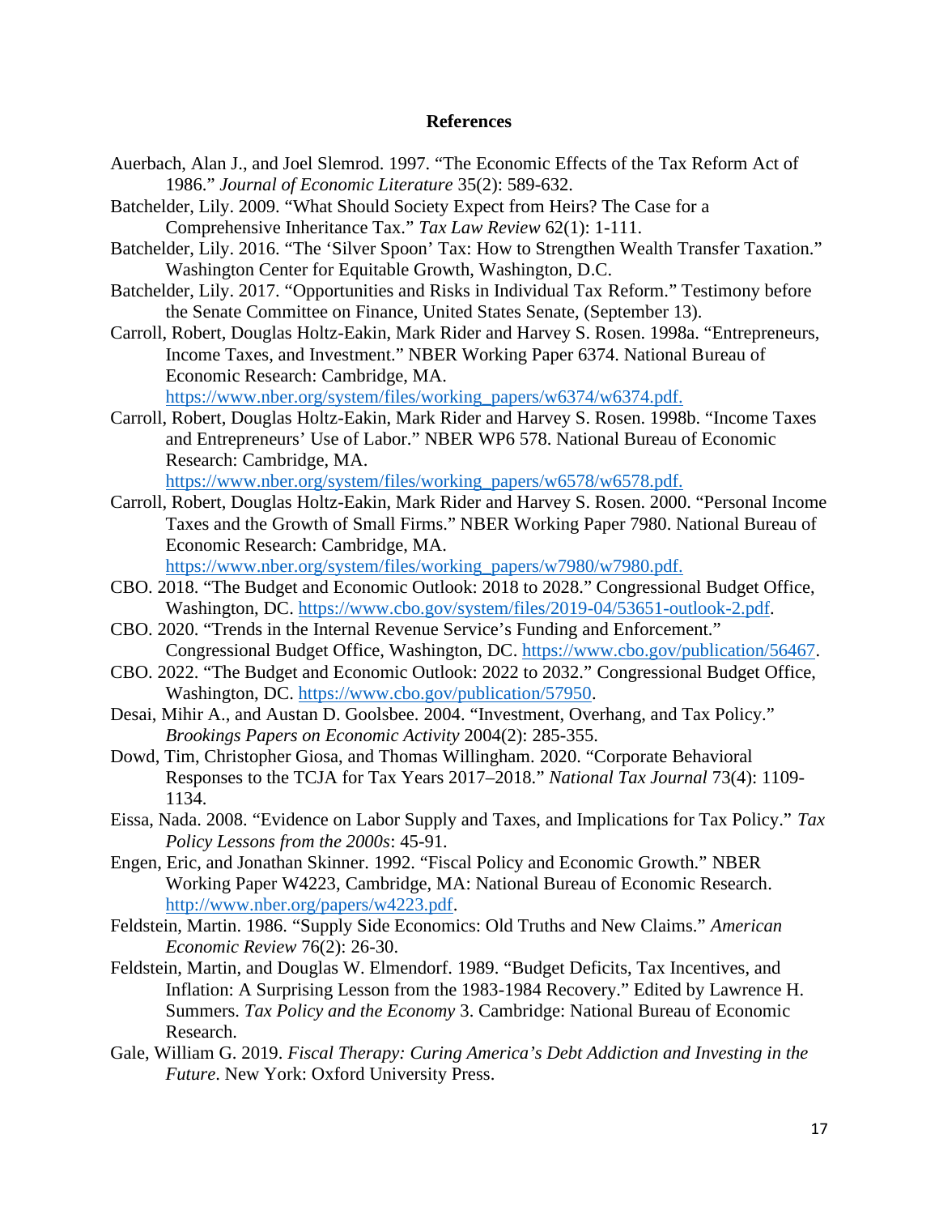## References

Auerbach, Alan J., and Joel Slemrod. 1997. "The Economic Effects of the Tax Reform Act of 1986." *Journal of Economic Literature* 35(2): 589-632.

Batchelder, Lily. 2009. "What Should Society Expect from Heirs? The Case for a Comprehensive Inheritance Tax." *Tax Law Review* 62(1): 1-111.

Batchelder, Lily. 2016. "The 'Silver Spoon' Tax: How to Strengthen Wealth Transfer Taxation." Washington Center for Equitable Growth, Washington, D.C.

Batchelder, Lily. 2017. "Opportunities and Risks in Individual Tax Reform." Testimony before the Senate Committee on Finance, United States Senate, (September 13).

Carroll, Robert, Douglas Holtz-Eakin, Mark Rider and Harvey S. Rosen. 1998a. "Entrepreneurs, Income Taxes, and Investment." NBER Working Paper 6374. National Bureau of Economic Research: Cambridge, MA. https://www.nber.org/system/files/working_papers/w6374/w6374.pdf.

Carroll, Robert, Douglas Holtz-Eakin, Mark Rider and Harvey S. Rosen. 1998b. "Income Taxes and Entrepreneurs' Use of Labor." NBER WP6 578. National Bureau of Economic Research: Cambridge, MA. https://www.nber.org/system/files/working_papers/w6578/w6578.pdf.

Carroll, Robert, Douglas Holtz-Eakin, Mark Rider and Harvey S. Rosen. 2000. "Personal Income Taxes and the Growth of Small Firms." NBER Working Paper 7980. National Bureau of Economic Research: Cambridge, MA. https://www.nber.org/system/files/working_papers/w7980/w7980.pdf.

CBO. 2018. "The Budget and Economic Outlook: 2018 to 2028." Congressional Budget Office, Washington, DC. https://www.cbo.gov/system/files/2019-04/53651-outlook-2.pdf.

CBO. 2020. "Trends in the Internal Revenue Service's Funding and Enforcement." Congressional Budget Office, Washington, DC. https://www.cbo.gov/publication/56467.

CBO. 2022. "The Budget and Economic Outlook: 2022 to 2032." Congressional Budget Office, Washington, DC. https://www.cbo.gov/publication/57950.

Desai, Mihir A., and Austan D. Goolsbee. 2004. "Investment, Overhang, and Tax Policy." *Brookings Papers on Economic Activity* 2004(2): 285-355.

Dowd, Tim, Christopher Giosa, and Thomas Willingham. 2020. "Corporate Behavioral Responses to the TCJA for Tax Years 2017–2018." *National Tax Journal* 73(4): 1109-1134.

Eissa, Nada. 2008. "Evidence on Labor Supply and Taxes, and Implications for Tax Policy." *Tax Policy Lessons from the 2000s*: 45-91.

Engen, Eric, and Jonathan Skinner. 1992. "Fiscal Policy and Economic Growth." NBER Working Paper W4223, Cambridge, MA: National Bureau of Economic Research. http://www.nber.org/papers/w4223.pdf.

Feldstein, Martin. 1986. "Supply Side Economics: Old Truths and New Claims." *American Economic Review* 76(2): 26-30.

Feldstein, Martin, and Douglas W. Elmendorf. 1989. "Budget Deficits, Tax Incentives, and Inflation: A Surprising Lesson from the 1983-1984 Recovery." Edited by Lawrence H. Summers. *Tax Policy and the Economy* 3. Cambridge: National Bureau of Economic Research.

Gale, William G. 2019. *Fiscal Therapy: Curing America's Debt Addiction and Investing in the Future*. New York: Oxford University Press.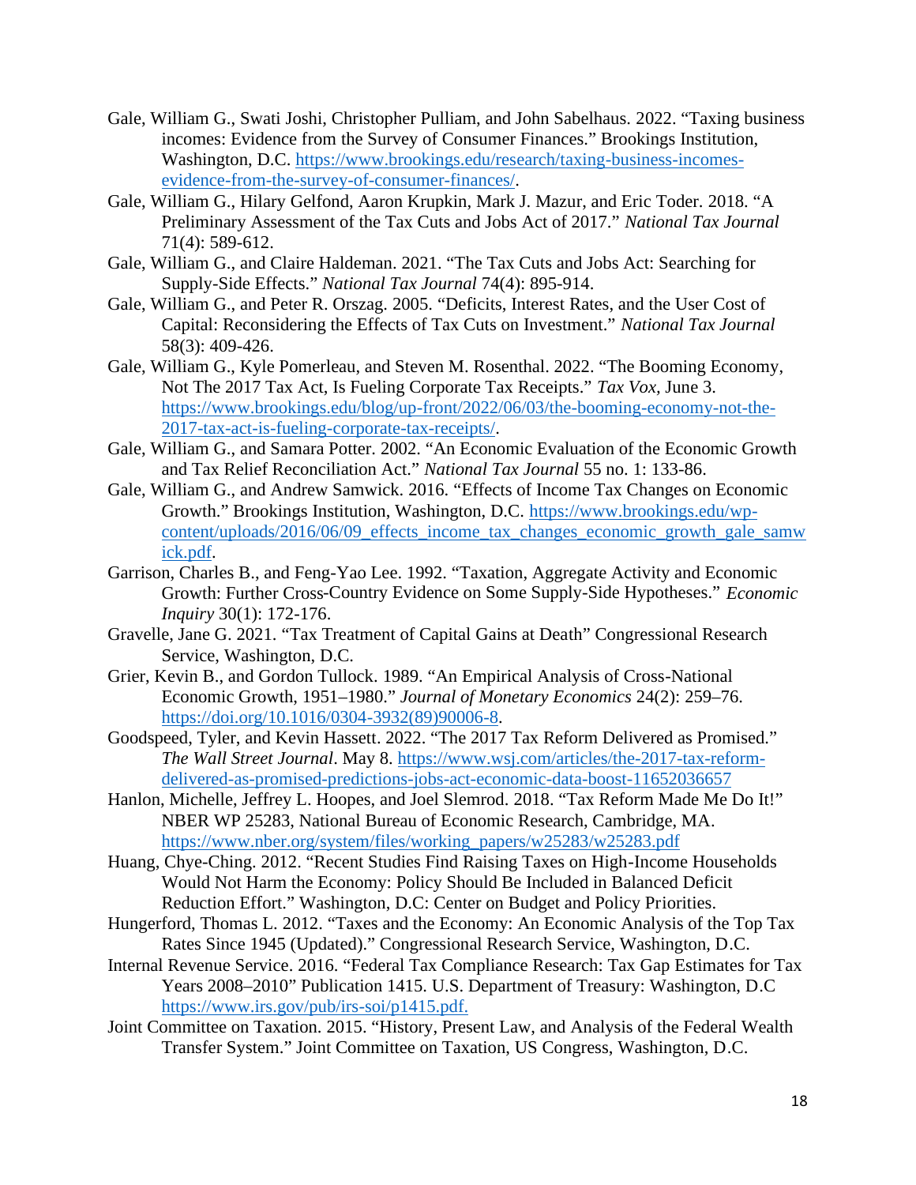Gale, William G., Swati Joshi, Christopher Pulliam, and John Sabelhaus. 2022. "Taxing business incomes: Evidence from the Survey of Consumer Finances." Brookings Institution, Washington, D.C. https://www.brookings.edu/research/taxing-business-incomes-evidence-from-the-survey-of-consumer-finances/.

Gale, William G., Hilary Gelfond, Aaron Krupkin, Mark J. Mazur, and Eric Toder. 2018. "A Preliminary Assessment of the Tax Cuts and Jobs Act of 2017." *National Tax Journal* 71(4): 589-612.

Gale, William G., and Claire Haldeman. 2021. "The Tax Cuts and Jobs Act: Searching for Supply-Side Effects." *National Tax Journal* 74(4): 895-914.

Gale, William G., and Peter R. Orszag. 2005. "Deficits, Interest Rates, and the User Cost of Capital: Reconsidering the Effects of Tax Cuts on Investment." *National Tax Journal* 58(3): 409-426.

Gale, William G., Kyle Pomerleau, and Steven M. Rosenthal. 2022. "The Booming Economy, Not The 2017 Tax Act, Is Fueling Corporate Tax Receipts." *Tax Vox,* June 3. https://www.brookings.edu/blog/up-front/2022/06/03/the-booming-economy-not-the-2017-tax-act-is-fueling-corporate-tax-receipts/.

Gale, William G., and Samara Potter. 2002. "An Economic Evaluation of the Economic Growth and Tax Relief Reconciliation Act." *National Tax Journal* 55 no. 1: 133-86.

Gale, William G., and Andrew Samwick. 2016. "Effects of Income Tax Changes on Economic Growth." Brookings Institution, Washington, D.C. https://www.brookings.edu/wp-content/uploads/2016/06/09_effects_income_tax_changes_economic_growth_gale_samwick.pdf.

Garrison, Charles B., and Feng-Yao Lee. 1992. "Taxation, Aggregate Activity and Economic Growth: Further Cross-Country Evidence on Some Supply-Side Hypotheses." *Economic Inquiry* 30(1): 172-176.

Gravelle, Jane G. 2021. "Tax Treatment of Capital Gains at Death" Congressional Research Service, Washington, D.C.

Grier, Kevin B., and Gordon Tullock. 1989. "An Empirical Analysis of Cross-National Economic Growth, 1951–1980." *Journal of Monetary Economics* 24(2): 259–76. https://doi.org/10.1016/0304-3932(89)90006-8.

Goodspeed, Tyler, and Kevin Hassett. 2022. "The 2017 Tax Reform Delivered as Promised." *The Wall Street Journal*. May 8. https://www.wsj.com/articles/the-2017-tax-reform-delivered-as-promised-predictions-jobs-act-economic-data-boost-11652036657

Hanlon, Michelle, Jeffrey L. Hoopes, and Joel Slemrod. 2018. "Tax Reform Made Me Do It!" NBER WP 25283, National Bureau of Economic Research, Cambridge, MA. https://www.nber.org/system/files/working_papers/w25283/w25283.pdf

Huang, Chye-Ching. 2012. "Recent Studies Find Raising Taxes on High-Income Households Would Not Harm the Economy: Policy Should Be Included in Balanced Deficit Reduction Effort." Washington, D.C: Center on Budget and Policy Priorities.

Hungerford, Thomas L. 2012. "Taxes and the Economy: An Economic Analysis of the Top Tax Rates Since 1945 (Updated)." Congressional Research Service, Washington, D.C.

Internal Revenue Service. 2016. "Federal Tax Compliance Research: Tax Gap Estimates for Tax Years 2008–2010" Publication 1415. U.S. Department of Treasury: Washington, D.C https://www.irs.gov/pub/irs-soi/p1415.pdf.

Joint Committee on Taxation. 2015. "History, Present Law, and Analysis of the Federal Wealth Transfer System." Joint Committee on Taxation, US Congress, Washington, D.C.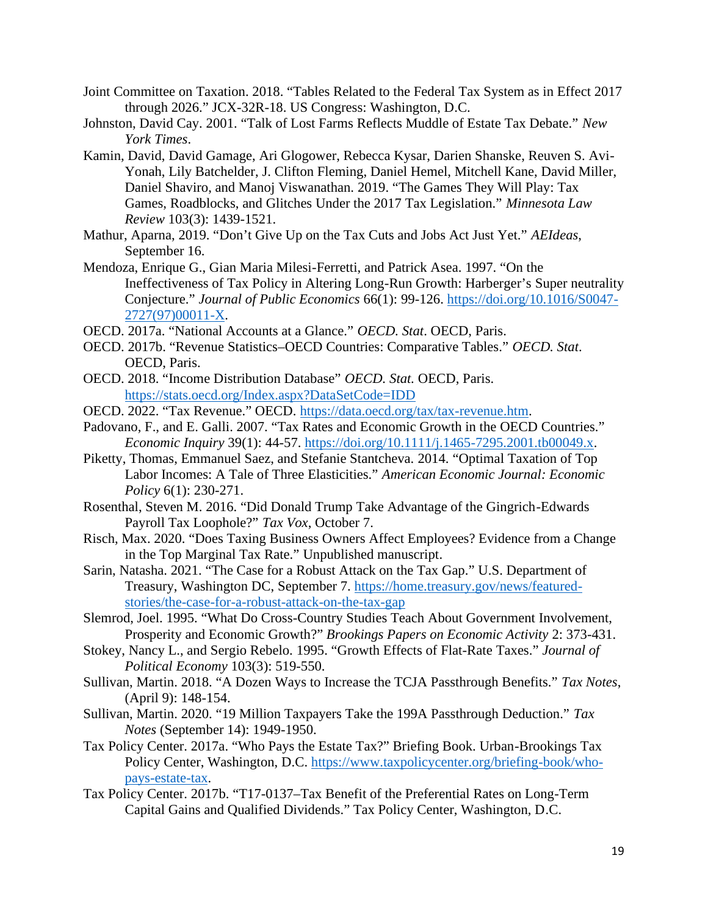Joint Committee on Taxation. 2018. "Tables Related to the Federal Tax System as in Effect 2017 through 2026." JCX-32R-18. US Congress: Washington, D.C.

Johnston, David Cay. 2001. "Talk of Lost Farms Reflects Muddle of Estate Tax Debate." *New York Times*.

Kamin, David, David Gamage, Ari Glogower, Rebecca Kysar, Darien Shanske, Reuven S. Avi-Yonah, Lily Batchelder, J. Clifton Fleming, Daniel Hemel, Mitchell Kane, David Miller, Daniel Shaviro, and Manoj Viswanathan. 2019. "The Games They Will Play: Tax Games, Roadblocks, and Glitches Under the 2017 Tax Legislation." *Minnesota Law Review* 103(3): 1439-1521.

Mathur, Aparna, 2019. "Don't Give Up on the Tax Cuts and Jobs Act Just Yet." *AEIdeas*, September 16.

Mendoza, Enrique G., Gian Maria Milesi-Ferretti, and Patrick Asea. 1997. "On the Ineffectiveness of Tax Policy in Altering Long-Run Growth: Harberger's Super neutrality Conjecture." *Journal of Public Economics* 66(1): 99-126. https://doi.org/10.1016/S0047-2727(97)00011-X.

OECD. 2017a. "National Accounts at a Glance." *OECD. Stat*. OECD, Paris.

OECD. 2017b. "Revenue Statistics–OECD Countries: Comparative Tables." *OECD. Stat*. OECD, Paris.

OECD. 2018. "Income Distribution Database" *OECD. Stat.* OECD, Paris. https://stats.oecd.org/Index.aspx?DataSetCode=IDD

OECD. 2022. "Tax Revenue." OECD. https://data.oecd.org/tax/tax-revenue.htm.

Padovano, F., and E. Galli. 2007. "Tax Rates and Economic Growth in the OECD Countries." *Economic Inquiry* 39(1): 44-57. https://doi.org/10.1111/j.1465-7295.2001.tb00049.x.

Piketty, Thomas, Emmanuel Saez, and Stefanie Stantcheva. 2014. "Optimal Taxation of Top Labor Incomes: A Tale of Three Elasticities." *American Economic Journal: Economic Policy* 6(1): 230-271.

Rosenthal, Steven M. 2016. "Did Donald Trump Take Advantage of the Gingrich-Edwards Payroll Tax Loophole?" *Tax Vox*, October 7.

Risch, Max. 2020. "Does Taxing Business Owners Affect Employees? Evidence from a Change in the Top Marginal Tax Rate." Unpublished manuscript.

Sarin, Natasha. 2021. "The Case for a Robust Attack on the Tax Gap." U.S. Department of Treasury, Washington DC, September 7. https://home.treasury.gov/news/featured-stories/the-case-for-a-robust-attack-on-the-tax-gap

Slemrod, Joel. 1995. "What Do Cross-Country Studies Teach About Government Involvement, Prosperity and Economic Growth?" *Brookings Papers on Economic Activity* 2: 373-431.

Stokey, Nancy L., and Sergio Rebelo. 1995. "Growth Effects of Flat-Rate Taxes." *Journal of Political Economy* 103(3): 519-550.

Sullivan, Martin. 2018. "A Dozen Ways to Increase the TCJA Passthrough Benefits." *Tax Notes*, (April 9): 148-154.

Sullivan, Martin. 2020. "19 Million Taxpayers Take the 199A Passthrough Deduction." *Tax Notes* (September 14): 1949-1950.

Tax Policy Center. 2017a. "Who Pays the Estate Tax?" Briefing Book. Urban-Brookings Tax Policy Center, Washington, D.C. https://www.taxpolicycenter.org/briefing-book/who-pays-estate-tax.

Tax Policy Center. 2017b. "T17-0137–Tax Benefit of the Preferential Rates on Long-Term Capital Gains and Qualified Dividends." Tax Policy Center, Washington, D.C.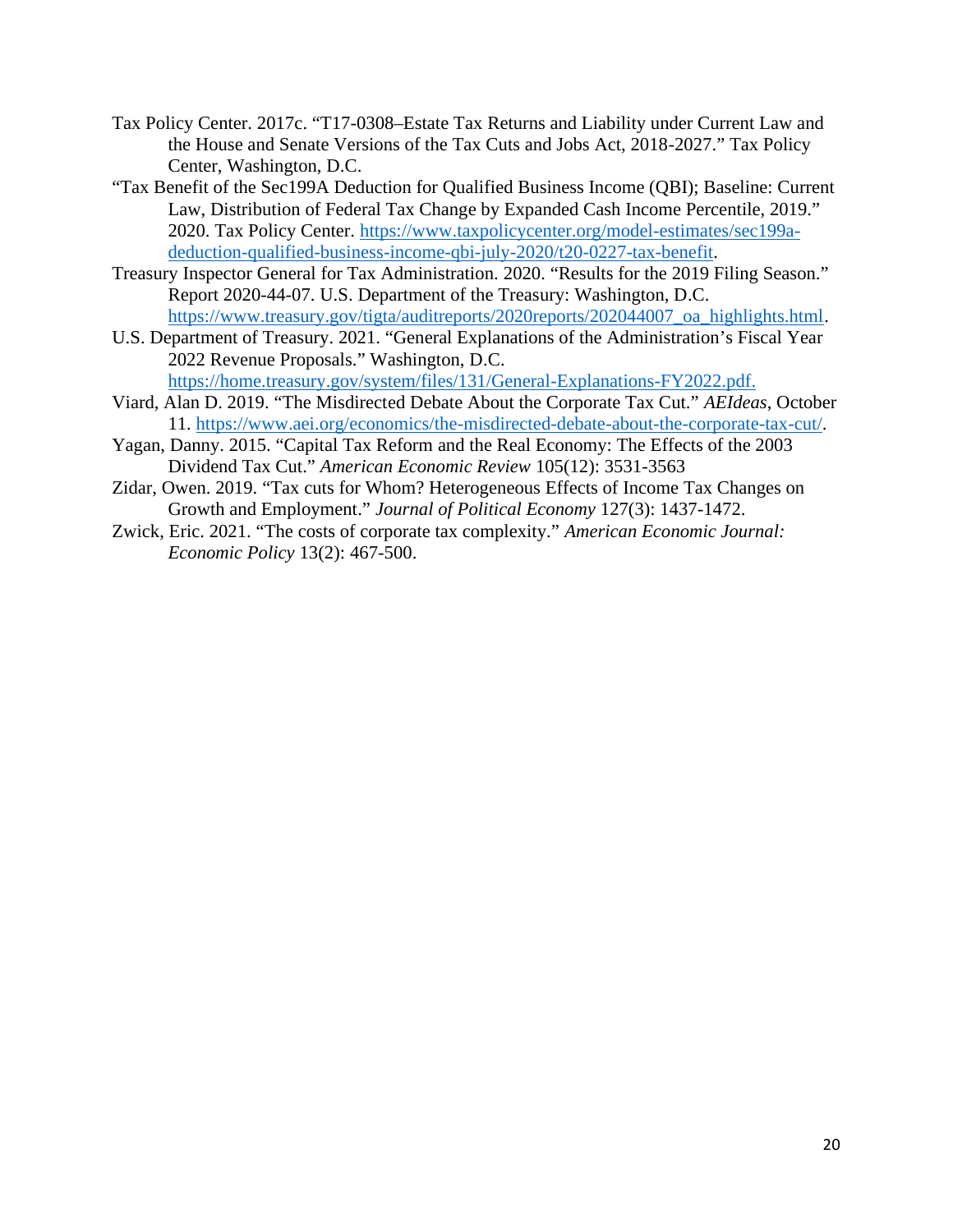Tax Policy Center. 2017c. "T17-0308–Estate Tax Returns and Liability under Current Law and the House and Senate Versions of the Tax Cuts and Jobs Act, 2018-2027." Tax Policy Center, Washington, D.C.

"Tax Benefit of the Sec199A Deduction for Qualified Business Income (QBI); Baseline: Current Law, Distribution of Federal Tax Change by Expanded Cash Income Percentile, 2019." 2020. Tax Policy Center. https://www.taxpolicycenter.org/model-estimates/sec199a-deduction-qualified-business-income-qbi-july-2020/t20-0227-tax-benefit.

Treasury Inspector General for Tax Administration. 2020. "Results for the 2019 Filing Season." Report 2020-44-07. U.S. Department of the Treasury: Washington, D.C. https://www.treasury.gov/tigta/auditreports/2020reports/202044007_oa_highlights.html.

U.S. Department of Treasury. 2021. "General Explanations of the Administration's Fiscal Year 2022 Revenue Proposals." Washington, D.C. https://home.treasury.gov/system/files/131/General-Explanations-FY2022.pdf.

Viard, Alan D. 2019. "The Misdirected Debate About the Corporate Tax Cut." *AEIdeas*, October 11. https://www.aei.org/economics/the-misdirected-debate-about-the-corporate-tax-cut/.

Yagan, Danny. 2015. "Capital Tax Reform and the Real Economy: The Effects of the 2003 Dividend Tax Cut." *American Economic Review* 105(12): 3531-3563

Zidar, Owen. 2019. "Tax cuts for Whom? Heterogeneous Effects of Income Tax Changes on Growth and Employment." *Journal of Political Economy* 127(3): 1437-1472.

Zwick, Eric. 2021. "The costs of corporate tax complexity." *American Economic Journal: Economic Policy* 13(2): 467-500.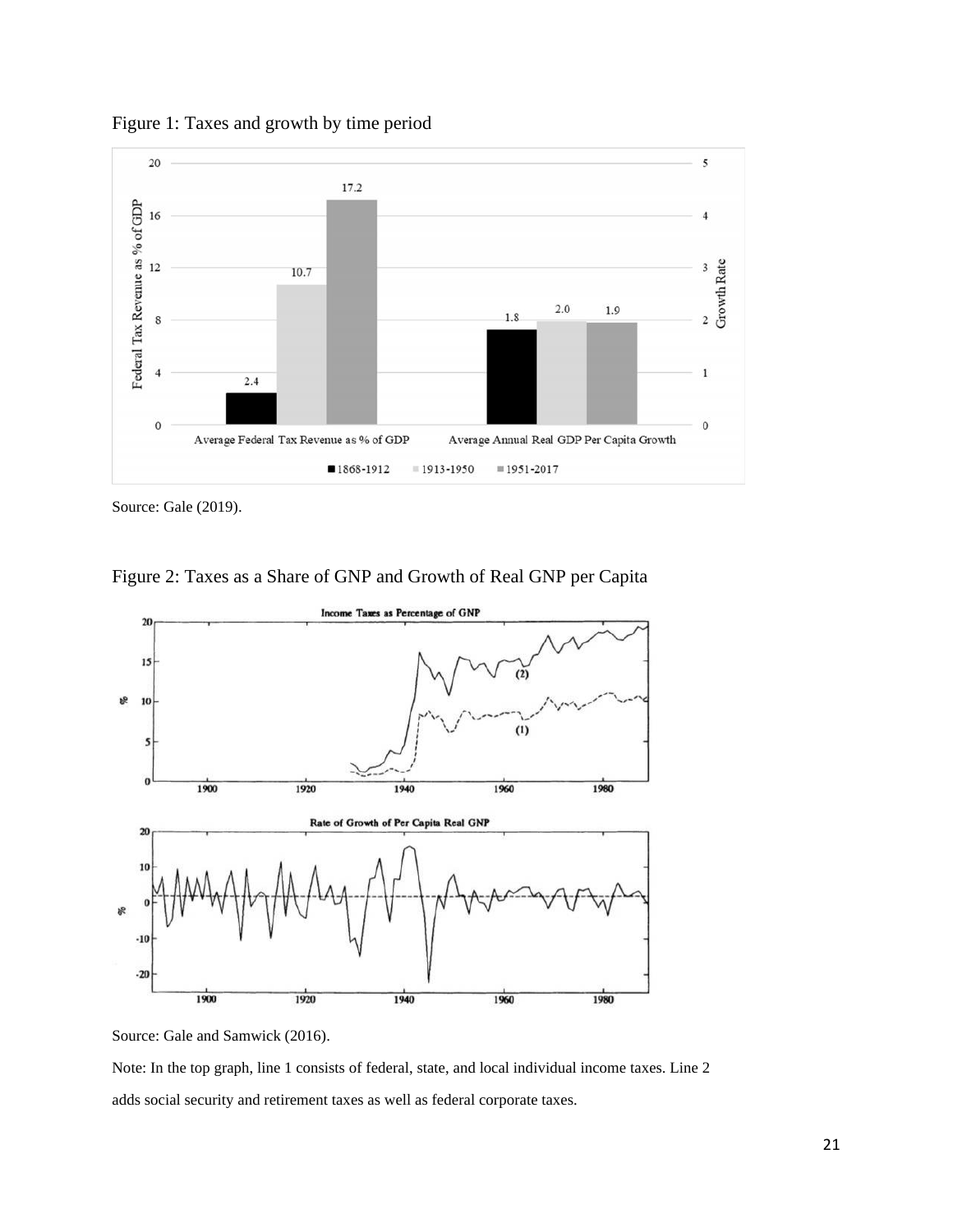Figure 1: Taxes and growth by time period

20
16
12
8
4
0
Federal Tax Revenue as % of GDP
17.2
10.7
2.4
1.8
2.0
1.9
5
4
3
2
1
0
Growth Rate
Average Federal Tax Revenue as % of GDP
Average Annual Real GDP Per Capita Growth
1868-1912
1913-1950
1951-2017

Source: Gale (2019).

Figure 2: Taxes as a Share of GNP and Growth of Real GNP per Capita

Income Taxes as Percentage of GNP
20
15
10
5
0
%
(2)
(1)
1900
1920
1940
1960
1980

Rate of Growth of Per Capita Real GNP
20
10
0
-10
-20
%
1900
1920
1940
1960
1980

Source: Gale and Samwick (2016).

Note: In the top graph, line 1 consists of federal, state, and local individual income taxes. Line 2 adds social security and retirement taxes as well as federal corporate taxes.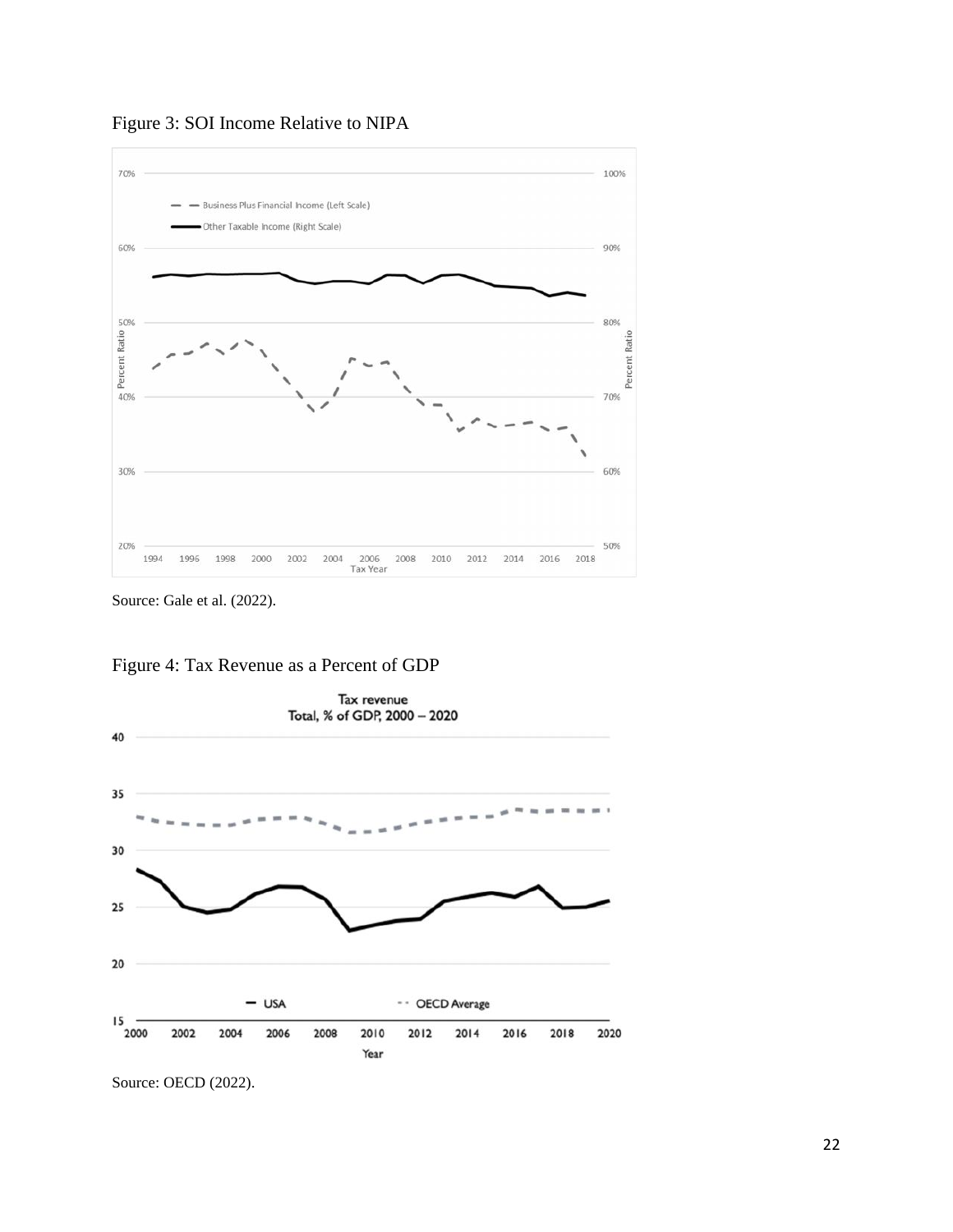Figure 3: SOI Income Relative to NIPA

70%
100%
Business Plus Financial Income (Left Scale)
Other Taxable Income (Right Scale)
60%
90%
50%
80%
Percent Ratio
Percent Ratio
40%
70%
30%
60%
20%
50%
1994
1996
1998
2000
2002
2004
2006
2008
2010
2012
2014
2016
2018
Tax Year

Source: Gale et al. (2022).

Figure 4: Tax Revenue as a Percent of GDP

Tax revenue
Total, % of GDP, 2000 – 2020
40
35
30
25
20
15
USA
OECD Average
2000
2002
2004
2006
2008
2010
2012
2014
2016
2018
2020
Year

Source: OECD (2022).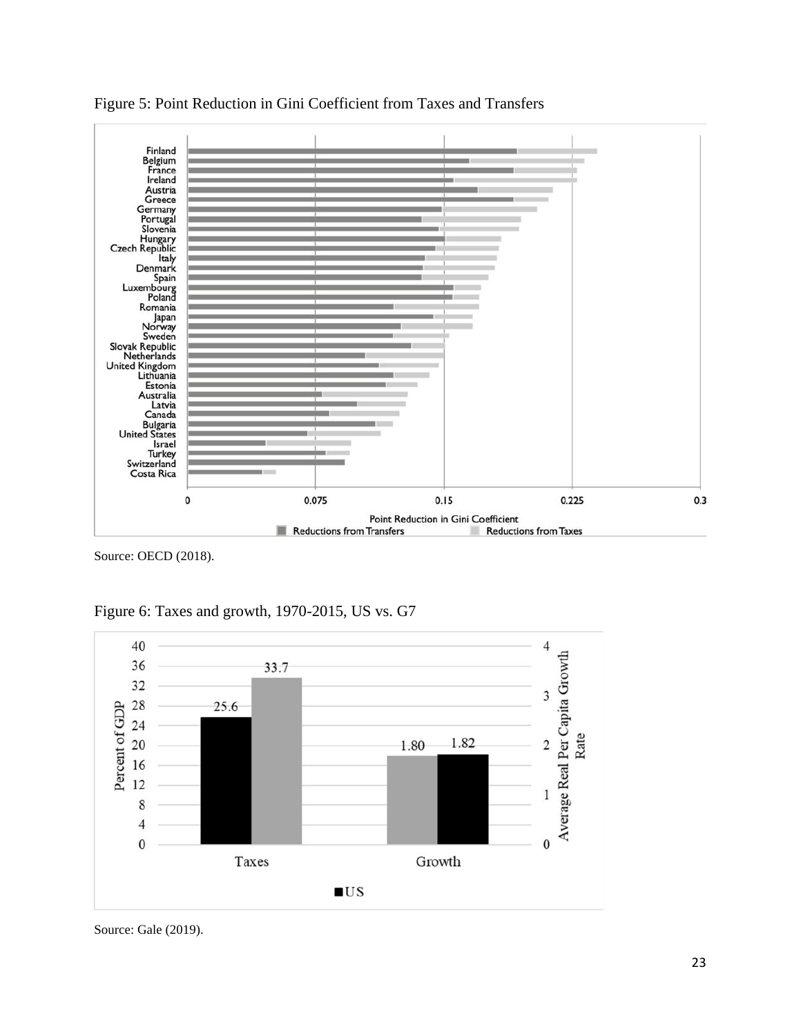Figure 5: Point Reduction in Gini Coefficient from Taxes and Transfers

Finland
Belgium
France
Ireland
Austria
Greece
Germany
Portugal
Slovenia
Hungary
Czech Republic
Italy
Denmark
Spain
Luxembourg
Poland
Romania
Japan
Norway
Sweden
Slovak Republic
Netherlands
United Kingdom
Lithuania
Estonia
Australia
Latvia
Canada
Bulgaria
United States
Israel
Turkey
Switzerland
Costa Rica

0 0.075 0.15 0.225 0.3

Point Reduction in Gini Coefficient

Reductions from Transfers Reductions from Taxes

Source: OECD (2018).

Figure 6: Taxes and growth, 1970-2015, US vs. G7

40 36 32 28 24 20 16 12 8 4 0

Percent of GDP

4 3 2 1 0

Average Real Per Capita Growth Rate

25.6 33.7

1.80 1.82

Taxes Growth

■US

Source: Gale (2019).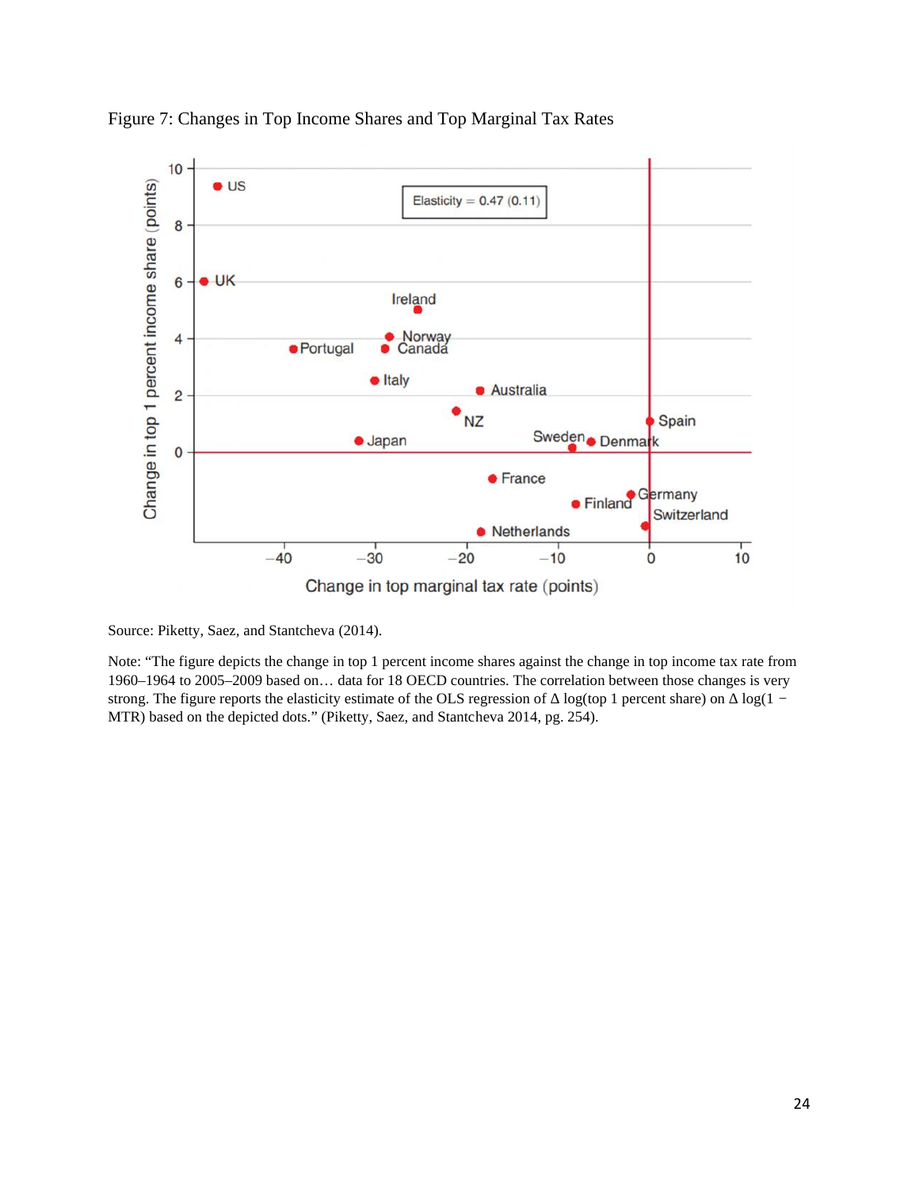Figure 7: Changes in Top Income Shares and Top Marginal Tax Rates

Elasticity = 0.47 (0.11)

Change in top 1 percent income share (points)

10
8
6
4
2
0

US
UK
Ireland
Norway
Canada
Portugal
Italy
Australia
NZ
Spain
Sweden
Denmark
Japan
France
Germany
Finland
Switzerland
Netherlands

−40 −30 −20 −10 0 10

Change in top marginal tax rate (points)

Source: Piketty, Saez, and Stantcheva (2014).

Note: "The figure depicts the change in top 1 percent income shares against the change in top income tax rate from 1960–1964 to 2005–2009 based on… data for 18 OECD countries. The correlation between those changes is very strong. The figure reports the elasticity estimate of the OLS regression of $\Delta$ log(top 1 percent share) on $\Delta$ log(1 − MTR) based on the depicted dots." (Piketty, Saez, and Stantcheva 2014, pg. 254).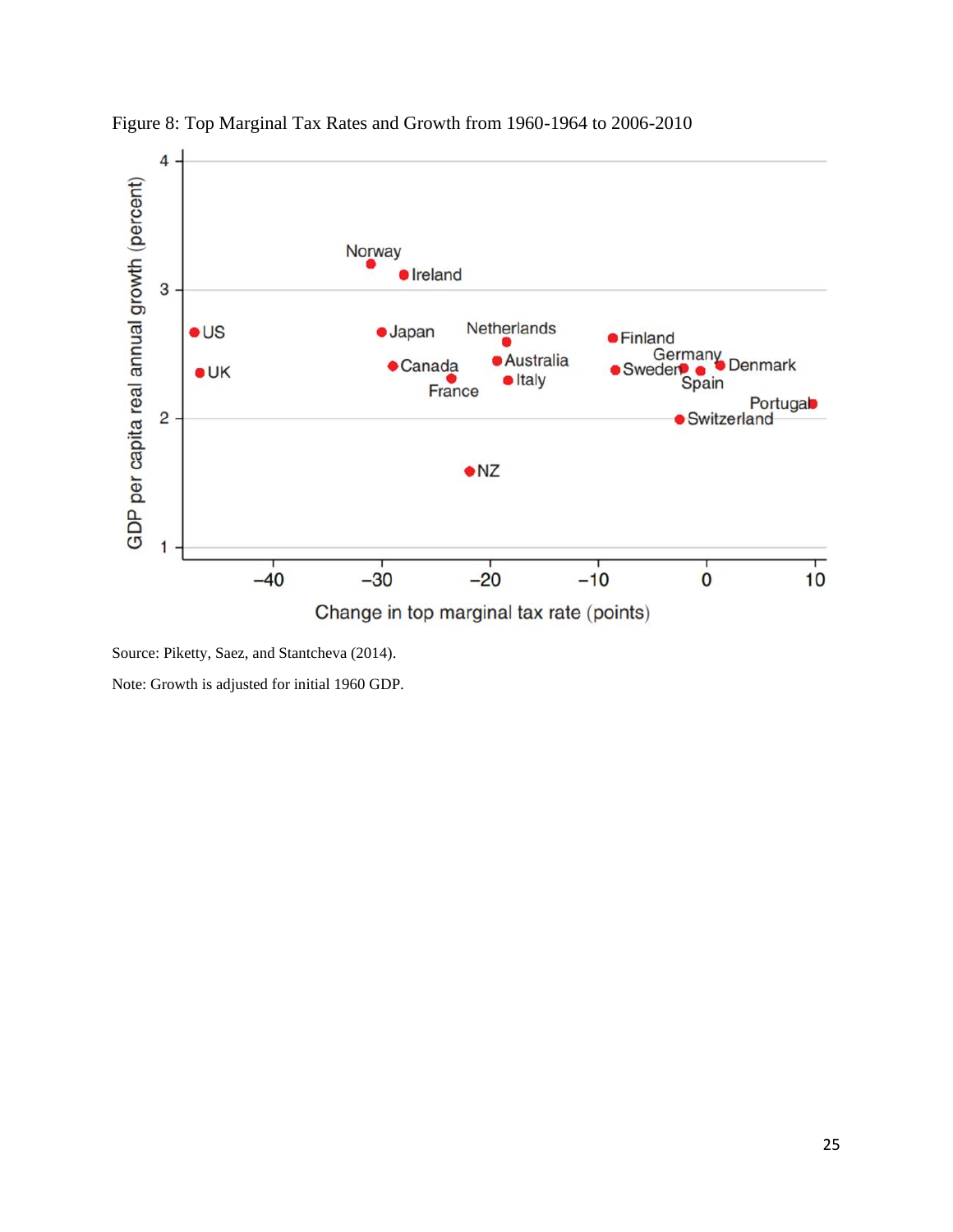Figure 8: Top Marginal Tax Rates and Growth from 1960-1964 to 2006-2010

GDP per capita real annual growth (percent)

4
3
2
1

Norway
Ireland
US
Japan
Netherlands
Finland
Germany
Australia
Canada
Denmark
UK
Sweden
Italy
France
Spain
Portugal
Switzerland
NZ

−40
−30
−20
−10
0
10

Change in top marginal tax rate (points)

Source: Piketty, Saez, and Stantcheva (2014).

Note: Growth is adjusted for initial 1960 GDP.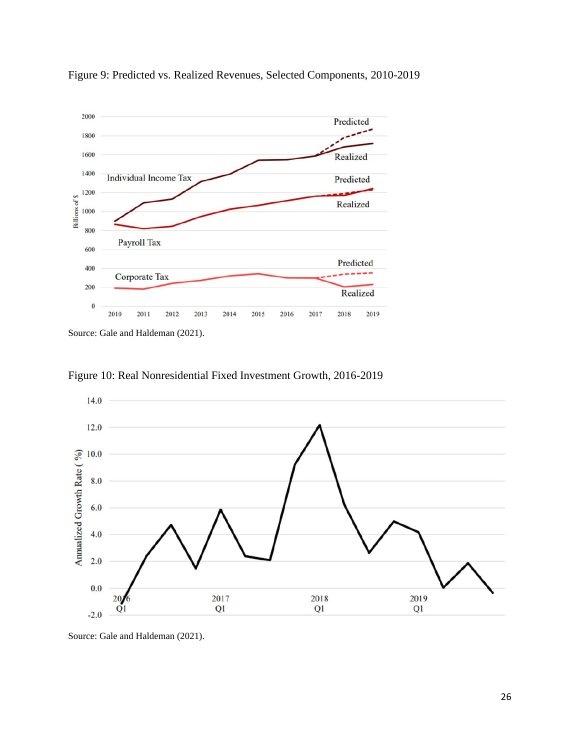Figure 9: Predicted vs. Realized Revenues, Selected Components, 2010-2019

Billions of $

2000
1800
1600
1400
1200
1000
800
600
400
200
0

2010 2011 2012 2013 2014 2015 2016 2017 2018 2019

Individual Income Tax

Predicted

Realized

Payroll Tax

Predicted

Realized

Corporate Tax

Predicted

Realized

Source: Gale and Haldeman (2021).

Figure 10: Real Nonresidential Fixed Investment Growth, 2016-2019

Annualized Growth Rate ( %)

14.0
12.0
10.0
8.0
6.0
4.0
2.0
0.0
-2.0

2016 Q1
2017 Q1
2018 Q1
2019 Q1

Source: Gale and Haldeman (2021).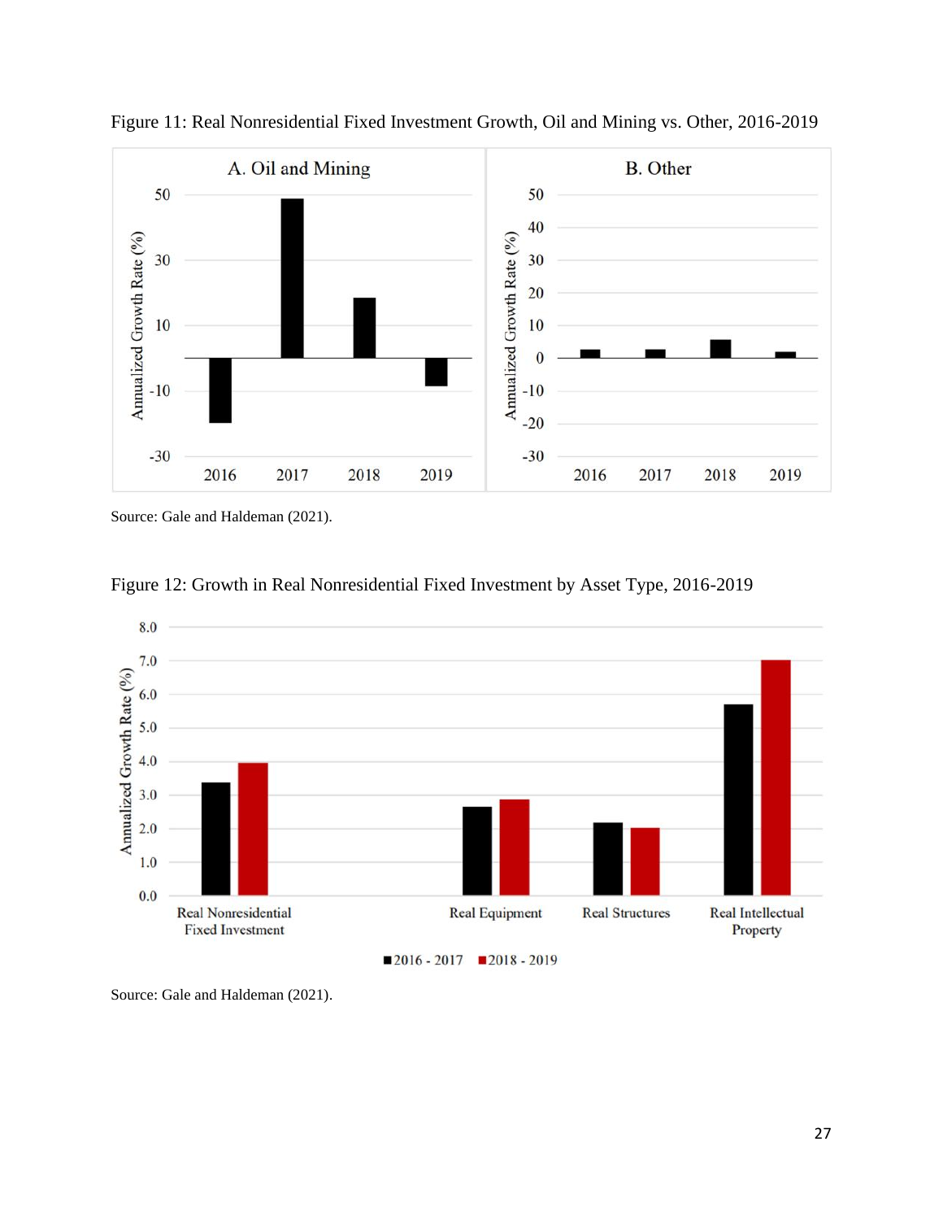Figure 11: Real Nonresidential Fixed Investment Growth, Oil and Mining vs. Other, 2016-2019

A. Oil and Mining

Annualized Growth Rate (%)

50
30
10
-10
-30

2016 2017 2018 2019

B. Other

Annualized Growth Rate (%)

50
40
30
20
10
0
-10
-20
-30

2016 2017 2018 2019

Source: Gale and Haldeman (2021).

Figure 12: Growth in Real Nonresidential Fixed Investment by Asset Type, 2016-2019

Annualized Growth Rate (%)

8.0
7.0
6.0
5.0
4.0
3.0
2.0
1.0
0.0

Real Nonresidential Fixed Investment
Real Equipment
Real Structures
Real Intellectual Property

2016 - 2017 2018 - 2019

Source: Gale and Haldeman (2021).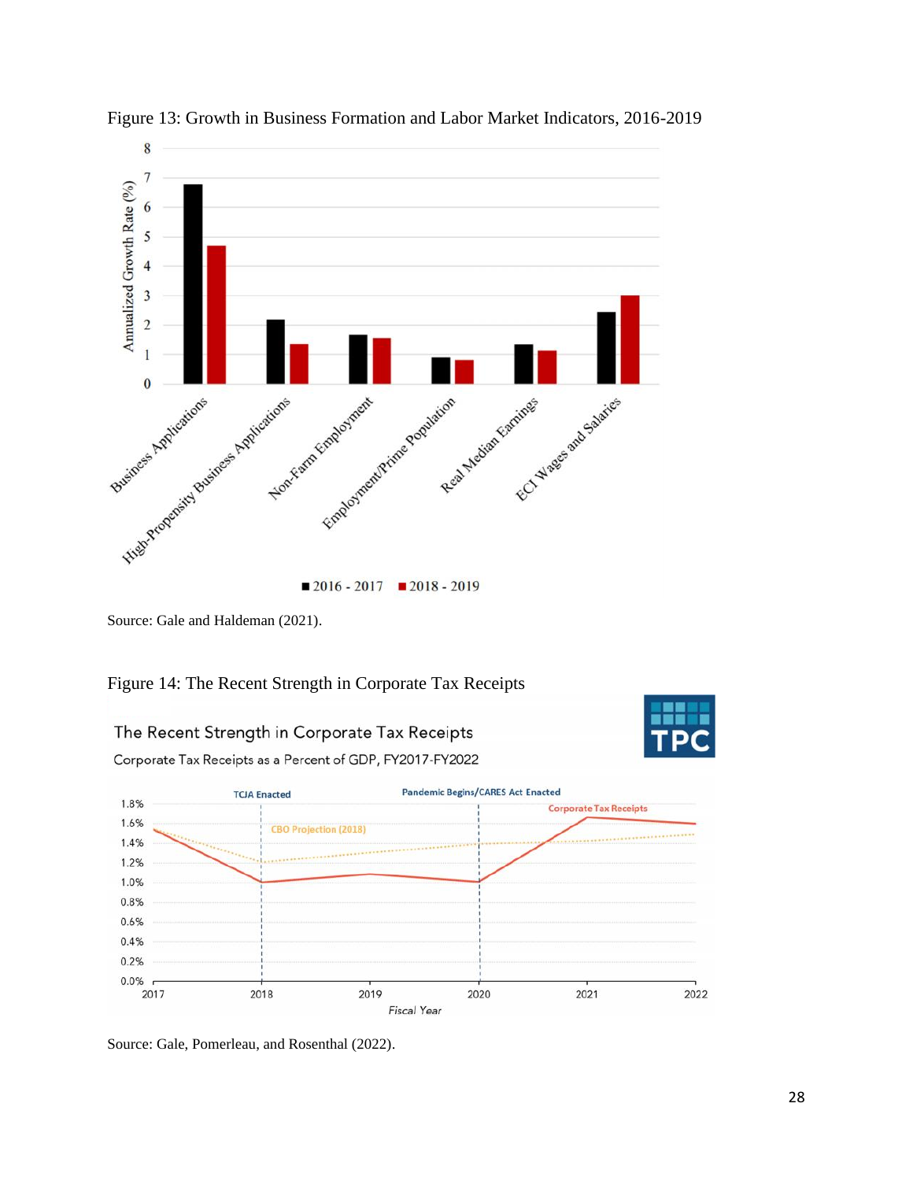Figure 13: Growth in Business Formation and Labor Market Indicators, 2016-2019

Annualized Growth Rate (%)

8
7
6
5
4
3
2
1
0

Business Applications
High-Propensity Business Applications
Non-Farm Employment
Employment/Prime Population
Real Median Earnings
ECI Wages and Salaries

■ 2016 - 2017 ■ 2018 - 2019

Source: Gale and Haldeman (2021).

Figure 14: The Recent Strength in Corporate Tax Receipts

The Recent Strength in Corporate Tax Receipts

Corporate Tax Receipts as a Percent of GDP, FY2017-FY2022

TPC

TCJA Enacted

Pandemic Begins/CARES Act Enacted

Corporate Tax Receipts

CBO Projection (2018)

1.8%
1.6%
1.4%
1.2%
1.0%
0.8%
0.6%
0.4%
0.2%
0.0%

2017
2018
2019
2020
2021
2022

Fiscal Year

Source: Gale, Pomerleau, and Rosenthal (2022).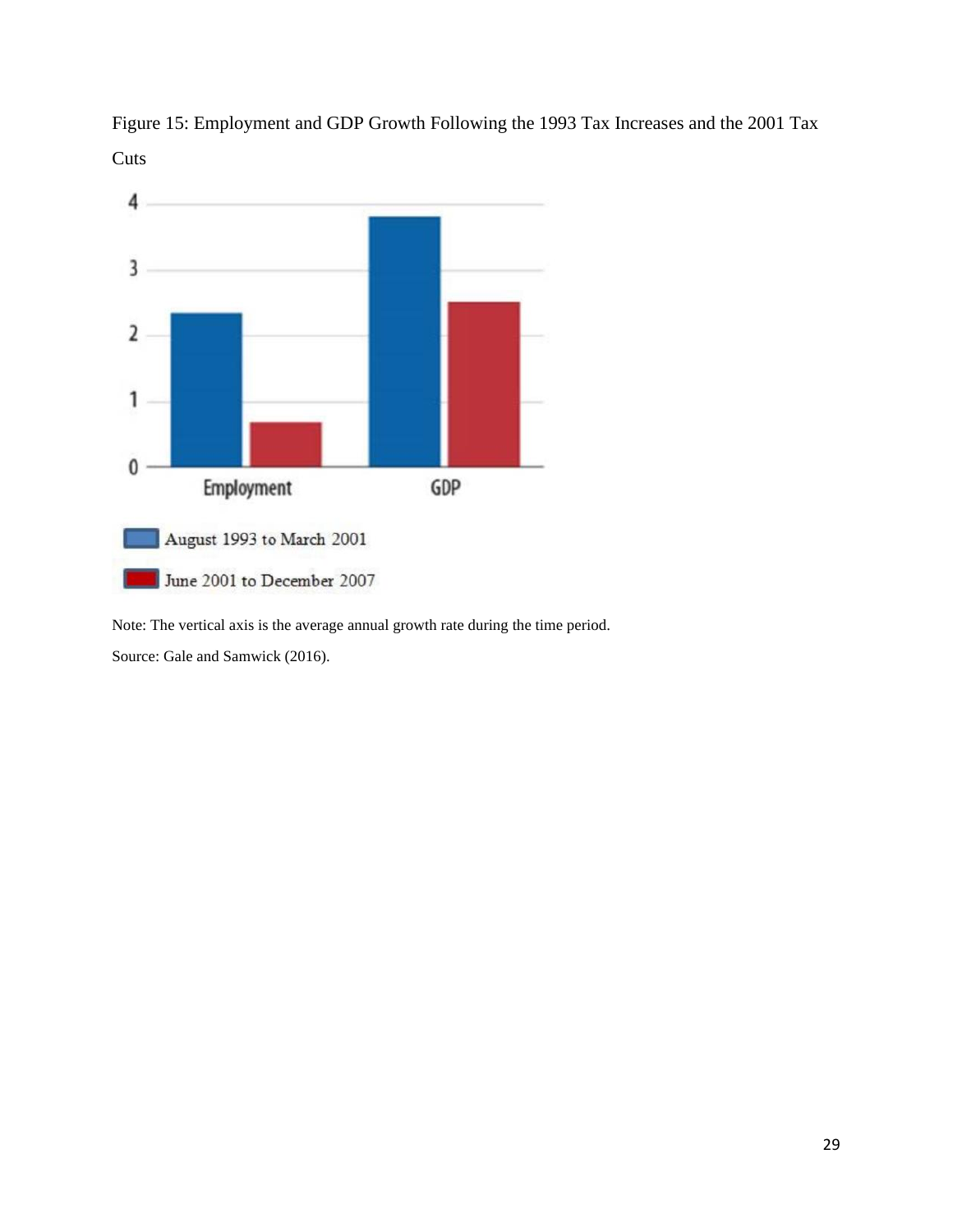Figure 15: Employment and GDP Growth Following the 1993 Tax Increases and the 2001 Tax Cuts

4

3

2

1

0

Employment

GDP

August 1993 to March 2001

June 2001 to December 2007

Note: The vertical axis is the average annual growth rate during the time period.

Source: Gale and Samwick (2016).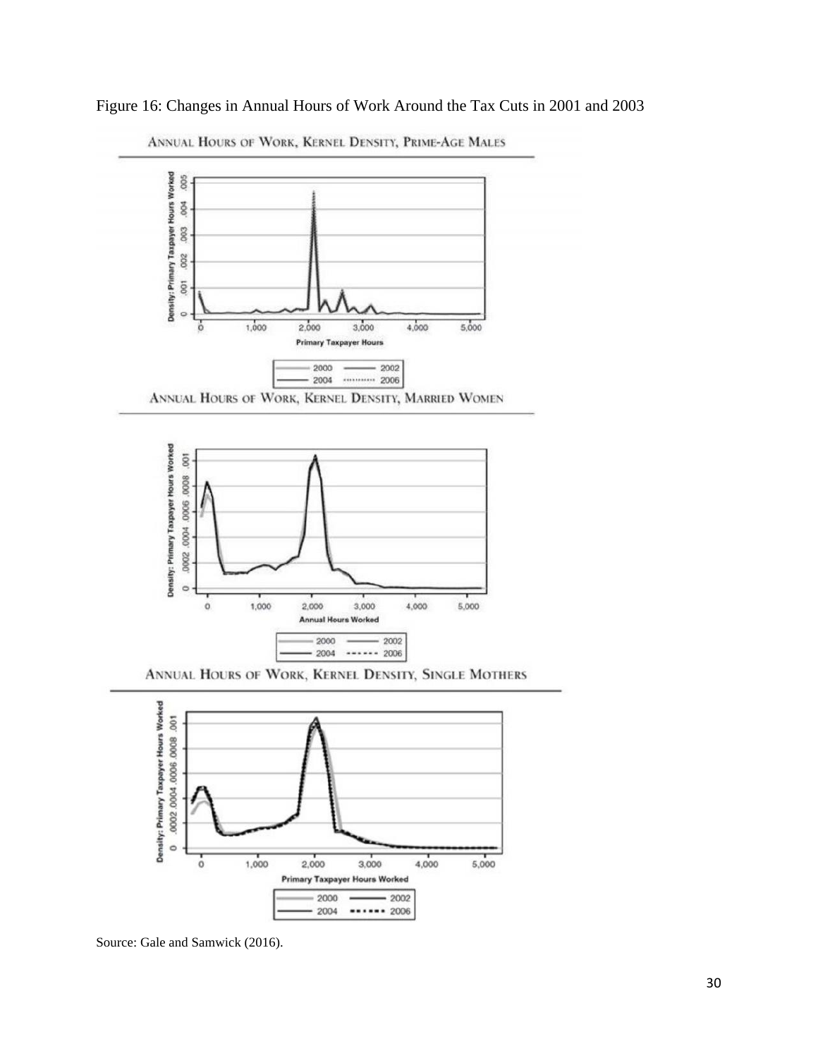Figure 16: Changes in Annual Hours of Work Around the Tax Cuts in 2001 and 2003

ANNUAL HOURS OF WORK, KERNEL DENSITY, PRIME-AGE MALES

Density: Primary Taxpayer Hours Worked

0
.001
.002
.003
.004
.005

0
1,000
2,000
3,000
4,000
5,000

Primary Taxpayer Hours

2000
2002
2004
2006

ANNUAL HOURS OF WORK, KERNEL DENSITY, MARRIED WOMEN

Density: Primary Taxpayer Hours Worked

0
.0002
.0004
.0006
.0008
.001

0
1,000
2,000
3,000
4,000
5,000

Annual Hours Worked

2000
2002
2004
2006

ANNUAL HOURS OF WORK, KERNEL DENSITY, SINGLE MOTHERS

Density: Primary Taxpayer Hours Worked

0
.0002
.0004
.0006
.0008
.001

0
1,000
2,000
3,000
4,000
5,000

Primary Taxpayer Hours Worked

2000
2002
2004
2006

Source: Gale and Samwick (2016).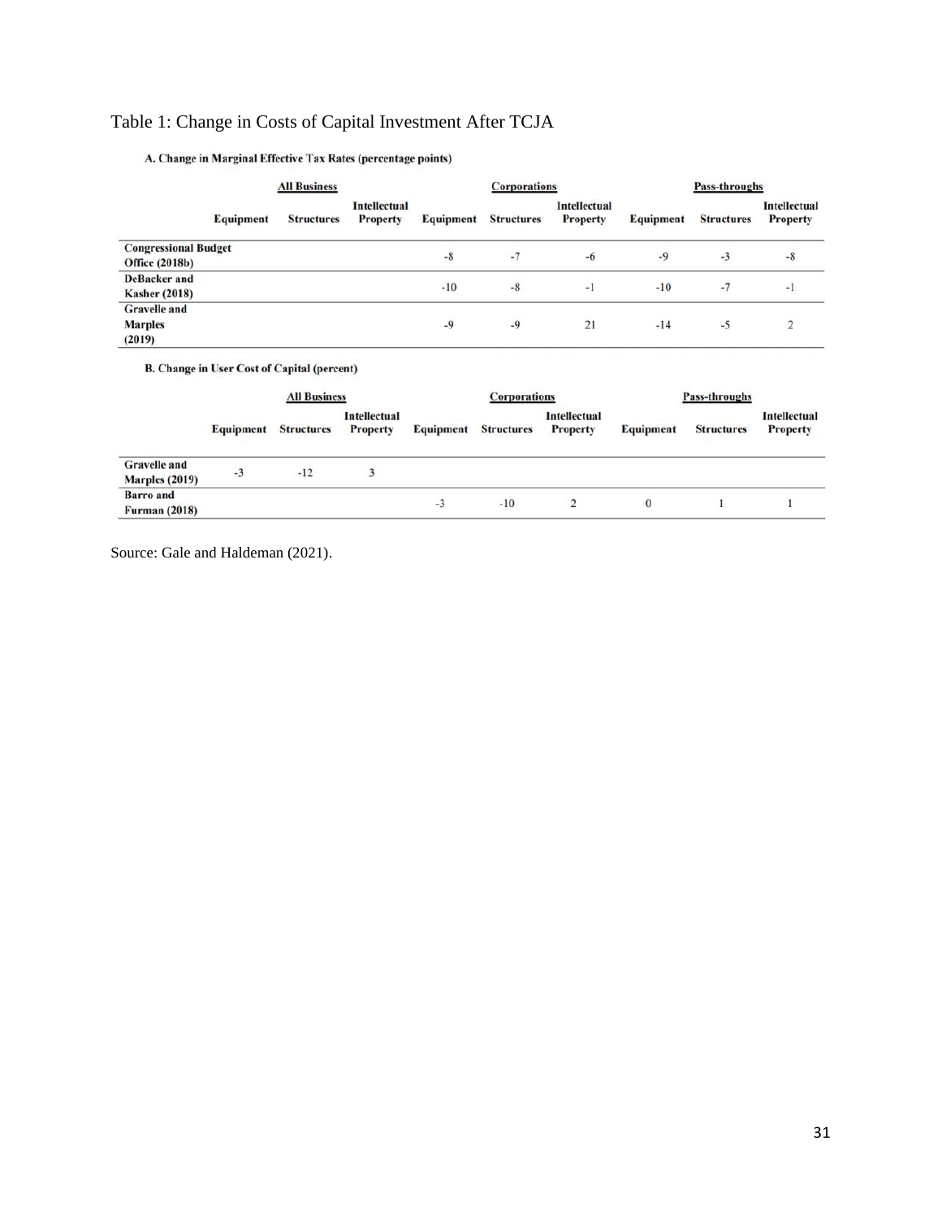Table 1: Change in Costs of Capital Investment After TCJA

**A. Change in Marginal Effective Tax Rates (percentage points)**

| | All Business | | | Corporations | | | Pass-throughs | | |
|---|---|---|---|---|---|---|---|---|---|
| | Equipment | Structures | Intellectual Property | Equipment | Structures | Intellectual Property | Equipment | Structures | Intellectual Property |
| Congressional Budget Office (2018b) | | | | -8 | -7 | -6 | -9 | -3 | -8 |
| DeBacker and Kasher (2018) | | | | -10 | -8 | -1 | -10 | -7 | -1 |
| Gravelle and Marples (2019) | | | | -9 | -9 | 21 | -14 | -5 | 2 |

**B. Change in User Cost of Capital (percent)**

| | All Business | | | Corporations | | | Pass-throughs | | |
|---|---|---|---|---|---|---|---|---|---|
| | Equipment | Structures | Intellectual Property | Equipment | Structures | Intellectual Property | Equipment | Structures | Intellectual Property |
| Gravelle and Marples (2019) | -3 | -12 | 3 | | | | | | |
| Barro and Furman (2018) | | | | -3 | -10 | 2 | 0 | 1 | 1 |

Source: Gale and Haldeman (2021).